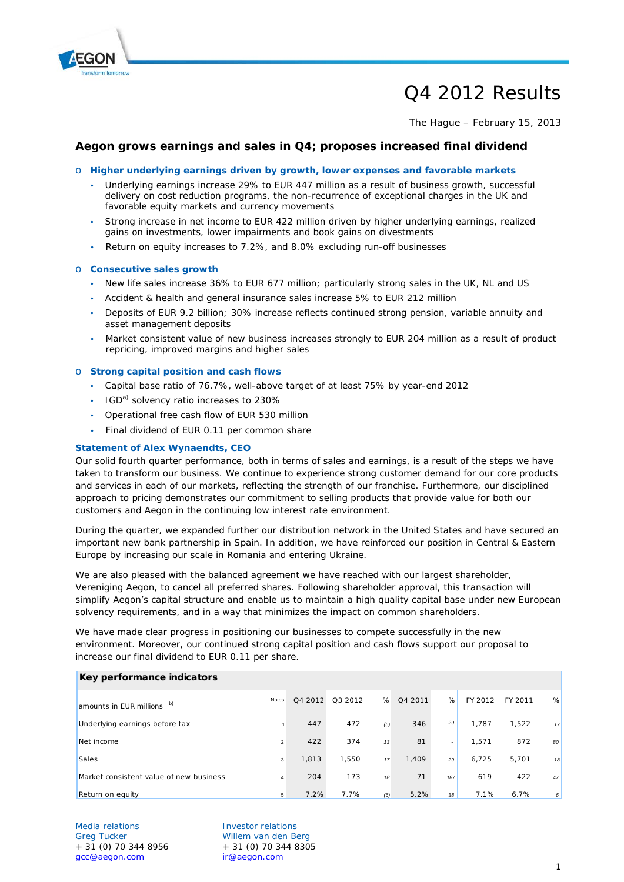# Q4 2012 Results

The Hague – February 15, 2013

## Aegon grows earnings and sales in Q4; proposes increased final dividend

- **Higher underlying earnings driven by growth, lower expenses and favorable markets**
  - Underlying earnings increase 29% to EUR 447 million as a result of business growth, successful delivery on cost reduction programs, the non-recurrence of exceptional charges in the UK and favorable equity markets and currency movements
  - Strong increase in net income to EUR 422 million driven by higher underlying earnings, realized gains on investments, lower impairments and book gains on divestments
  - Return on equity increases to 7.2%, and 8.0% excluding run-off businesses
- **Consecutive sales growth**
  - New life sales increase 36% to EUR 677 million; particularly strong sales in the UK, NL and US
  - Accident & health and general insurance sales increase 5% to EUR 212 million
  - Deposits of EUR 9.2 billion; 30% increase reflects continued strong pension, variable annuity and asset management deposits
  - Market consistent value of new business increases strongly to EUR 204 million as a result of product repricing, improved margins and higher sales
- **Strong capital position and cash flows**
  - Capital base ratio of 76.7%, well-above target of at least 75% by year-end 2012
  - IGD[a] solvency ratio increases to 230%
  - Operational free cash flow of EUR 530 million
  - Final dividend of EUR 0.11 per common share

### Statement of Alex Wynaendts, CEO

Our solid fourth quarter performance, both in terms of sales and earnings, is a result of the steps we have taken to transform our business. We continue to experience strong customer demand for our core products and services in each of our markets, reflecting the strength of our franchise. Furthermore, our disciplined approach to pricing demonstrates our commitment to selling products that provide value for both our customers and Aegon in the continuing low interest rate environment.

During the quarter, we expanded further our distribution network in the United States and have secured an important new bank partnership in Spain. In addition, we have reinforced our position in Central & Eastern Europe by increasing our scale in Romania and entering Ukraine.

We are also pleased with the balanced agreement we have reached with our largest shareholder, Vereniging Aegon, to cancel all preferred shares. Following shareholder approval, this transaction will simplify Aegon's capital structure and enable us to maintain a high quality capital base under new European solvency requirements, and in a way that minimizes the impact on common shareholders.

We have made clear progress in positioning our businesses to compete successfully in the new environment. Moreover, our continued strong capital position and cash flows support our proposal to increase our final dividend to EUR 0.11 per share.

**Key performance indicators**

| amounts in EUR millions [b] | Notes | Q4 2012 | Q3 2012 | % | Q4 2011 | % | FY 2012 | FY 2011 | % |
|---|---|---|---|---|---|---|---|---|---|
| Underlying earnings before tax | 1 | 447 | 472 | (5) | 346 | 29 | 1,787 | 1,522 | 17 |
| Net income | 2 | 422 | 374 | 13 | 81 | - | 1,571 | 872 | 80 |
| Sales | 3 | 1,813 | 1,550 | 17 | 1,409 | 29 | 6,725 | 5,701 | 18 |
| Market consistent value of new business | 4 | 204 | 173 | 18 | 71 | 187 | 619 | 422 | 47 |
| Return on equity | 5 | 7.2% | 7.7% | (6) | 5.2% | 38 | 7.1% | 6.7% | 6 |

Media relations
Greg Tucker
+ 31 (0) 70 344 8956
gcc@aegon.com

Investor relations
Willem van den Berg
+ 31 (0) 70 344 8305
ir@aegon.com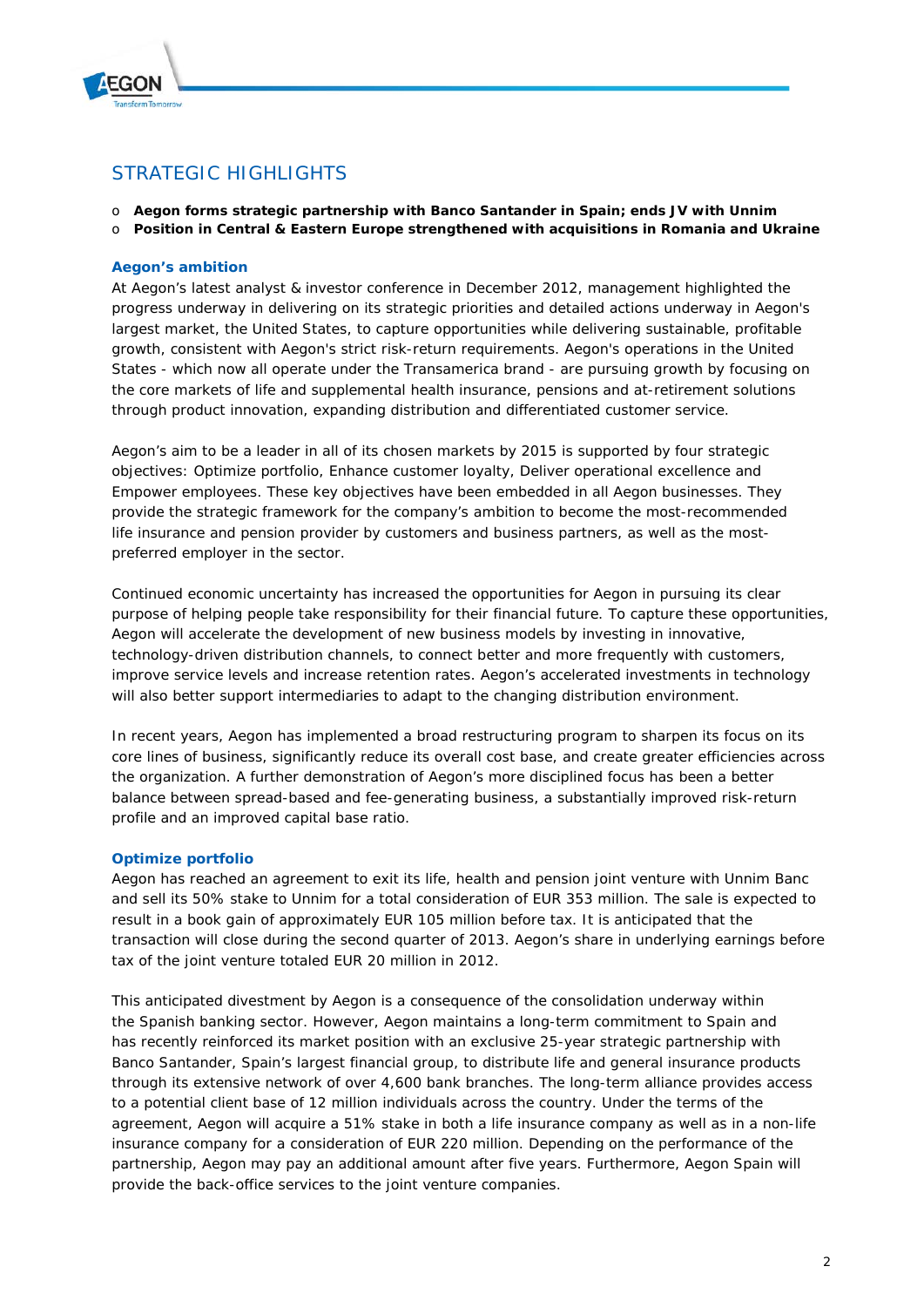## STRATEGIC HIGHLIGHTS

- **Aegon forms strategic partnership with Banco Santander in Spain; ends JV with Unnim**
- **Position in Central & Eastern Europe strengthened with acquisitions in Romania and Ukraine**

### Aegon's ambition

At Aegon's latest analyst & investor conference in December 2012, management highlighted the progress underway in delivering on its strategic priorities and detailed actions underway in Aegon's largest market, the United States, to capture opportunities while delivering sustainable, profitable growth, consistent with Aegon's strict risk-return requirements. Aegon's operations in the United States - which now all operate under the Transamerica brand - are pursuing growth by focusing on the core markets of life and supplemental health insurance, pensions and at-retirement solutions through product innovation, expanding distribution and differentiated customer service.

Aegon's aim to be a leader in all of its chosen markets by 2015 is supported by four strategic objectives: Optimize portfolio, Enhance customer loyalty, Deliver operational excellence and Empower employees. These key objectives have been embedded in all Aegon businesses. They provide the strategic framework for the company's ambition to become the most-recommended life insurance and pension provider by customers and business partners, as well as the most-preferred employer in the sector.

Continued economic uncertainty has increased the opportunities for Aegon in pursuing its clear purpose of helping people take responsibility for their financial future. To capture these opportunities, Aegon will accelerate the development of new business models by investing in innovative, technology-driven distribution channels, to connect better and more frequently with customers, improve service levels and increase retention rates. Aegon's accelerated investments in technology will also better support intermediaries to adapt to the changing distribution environment.

In recent years, Aegon has implemented a broad restructuring program to sharpen its focus on its core lines of business, significantly reduce its overall cost base, and create greater efficiencies across the organization. A further demonstration of Aegon's more disciplined focus has been a better balance between spread-based and fee-generating business, a substantially improved risk-return profile and an improved capital base ratio.

### Optimize portfolio

Aegon has reached an agreement to exit its life, health and pension joint venture with Unnim Banc and sell its 50% stake to Unnim for a total consideration of EUR 353 million. The sale is expected to result in a book gain of approximately EUR 105 million before tax. It is anticipated that the transaction will close during the second quarter of 2013. Aegon's share in underlying earnings before tax of the joint venture totaled EUR 20 million in 2012.

This anticipated divestment by Aegon is a consequence of the consolidation underway within the Spanish banking sector. However, Aegon maintains a long-term commitment to Spain and has recently reinforced its market position with an exclusive 25-year strategic partnership with Banco Santander, Spain's largest financial group, to distribute life and general insurance products through its extensive network of over 4,600 bank branches. The long-term alliance provides access to a potential client base of 12 million individuals across the country. Under the terms of the agreement, Aegon will acquire a 51% stake in both a life insurance company as well as in a non-life insurance company for a consideration of EUR 220 million. Depending on the performance of the partnership, Aegon may pay an additional amount after five years. Furthermore, Aegon Spain will provide the back-office services to the joint venture companies.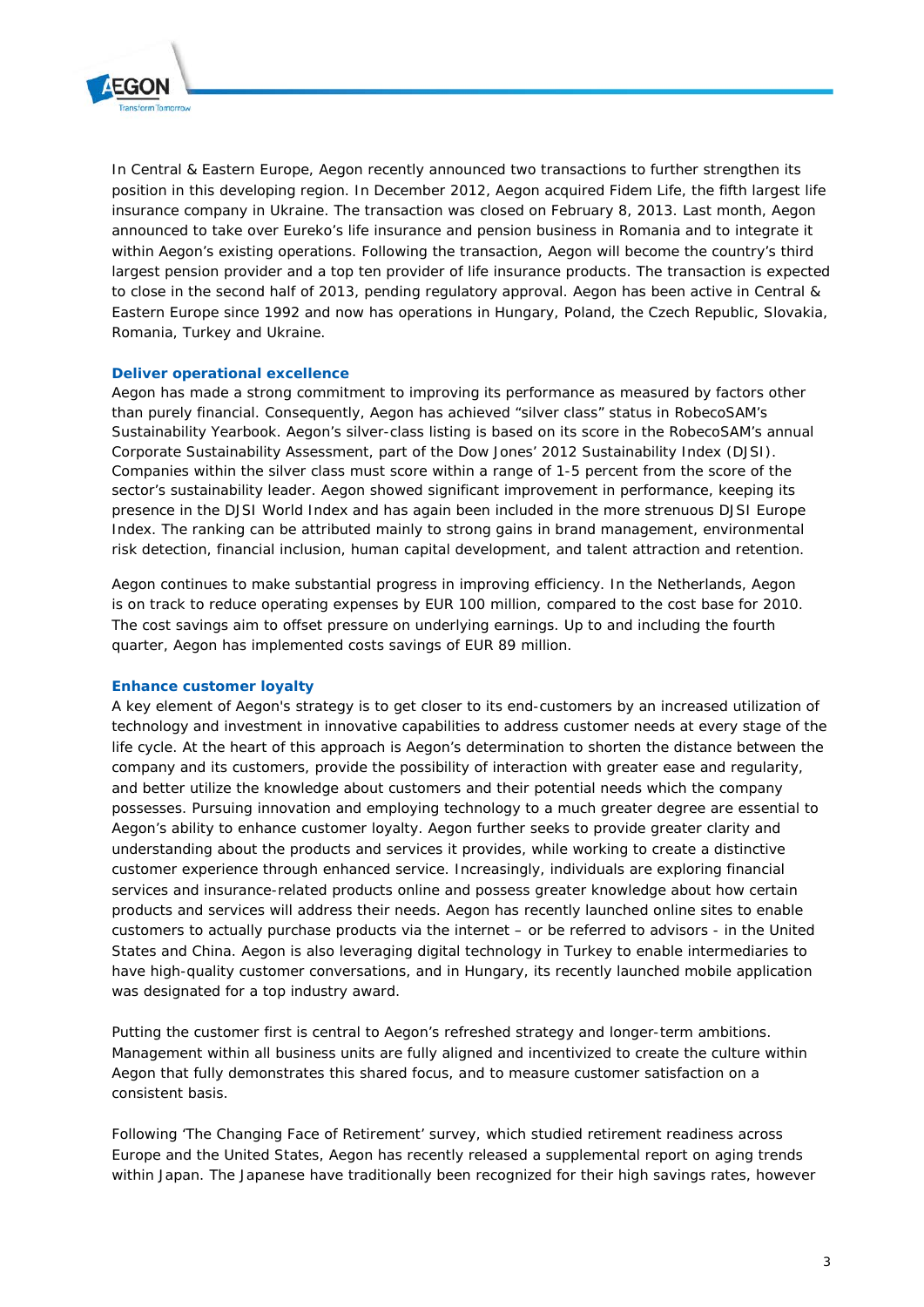In Central & Eastern Europe, Aegon recently announced two transactions to further strengthen its position in this developing region. In December 2012, Aegon acquired Fidem Life, the fifth largest life insurance company in Ukraine. The transaction was closed on February 8, 2013. Last month, Aegon announced to take over Eureko's life insurance and pension business in Romania and to integrate it within Aegon's existing operations. Following the transaction, Aegon will become the country's third largest pension provider and a top ten provider of life insurance products. The transaction is expected to close in the second half of 2013, pending regulatory approval. Aegon has been active in Central & Eastern Europe since 1992 and now has operations in Hungary, Poland, the Czech Republic, Slovakia, Romania, Turkey and Ukraine.

### Deliver operational excellence

Aegon has made a strong commitment to improving its performance as measured by factors other than purely financial. Consequently, Aegon has achieved "silver class" status in RobecoSAM's Sustainability Yearbook. Aegon's silver-class listing is based on its score in the RobecoSAM's annual Corporate Sustainability Assessment, part of the Dow Jones' 2012 Sustainability Index (DJSI). Companies within the silver class must score within a range of 1-5 percent from the score of the sector's sustainability leader. Aegon showed significant improvement in performance, keeping its presence in the DJSI World Index and has again been included in the more strenuous DJSI Europe Index. The ranking can be attributed mainly to strong gains in brand management, environmental risk detection, financial inclusion, human capital development, and talent attraction and retention.

Aegon continues to make substantial progress in improving efficiency. In the Netherlands, Aegon is on track to reduce operating expenses by EUR 100 million, compared to the cost base for 2010. The cost savings aim to offset pressure on underlying earnings. Up to and including the fourth quarter, Aegon has implemented costs savings of EUR 89 million.

### Enhance customer loyalty

A key element of Aegon's strategy is to get closer to its end-customers by an increased utilization of technology and investment in innovative capabilities to address customer needs at every stage of the life cycle. At the heart of this approach is Aegon's determination to shorten the distance between the company and its customers, provide the possibility of interaction with greater ease and regularity, and better utilize the knowledge about customers and their potential needs which the company possesses. Pursuing innovation and employing technology to a much greater degree are essential to Aegon's ability to enhance customer loyalty. Aegon further seeks to provide greater clarity and understanding about the products and services it provides, while working to create a distinctive customer experience through enhanced service. Increasingly, individuals are exploring financial services and insurance-related products online and possess greater knowledge about how certain products and services will address their needs. Aegon has recently launched online sites to enable customers to actually purchase products via the internet – or be referred to advisors - in the United States and China. Aegon is also leveraging digital technology in Turkey to enable intermediaries to have high-quality customer conversations, and in Hungary, its recently launched mobile application was designated for a top industry award.

Putting the customer first is central to Aegon's refreshed strategy and longer-term ambitions. Management within all business units are fully aligned and incentivized to create the culture within Aegon that fully demonstrates this shared focus, and to measure customer satisfaction on a consistent basis.

Following 'The Changing Face of Retirement' survey, which studied retirement readiness across Europe and the United States, Aegon has recently released a supplemental report on aging trends within Japan. The Japanese have traditionally been recognized for their high savings rates, however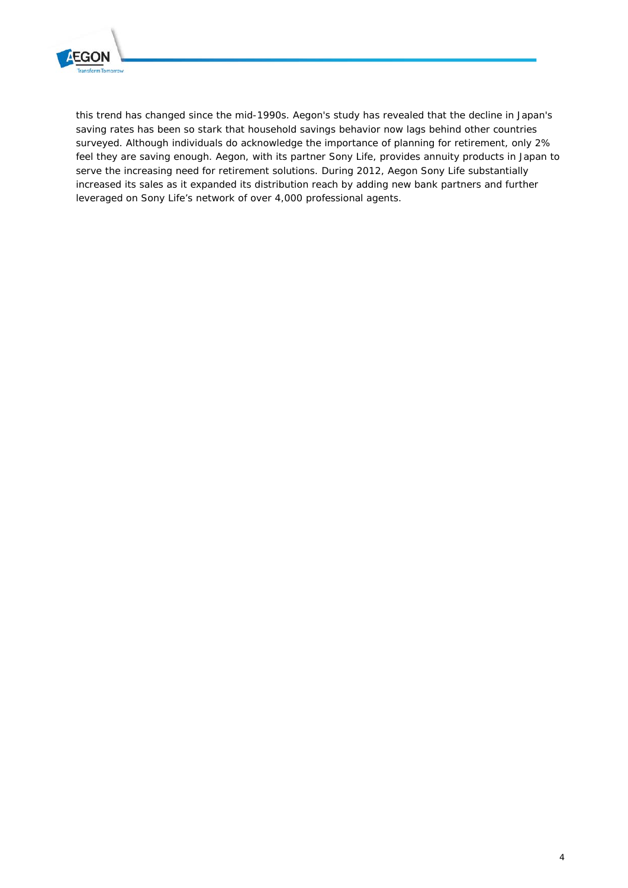this trend has changed since the mid-1990s. Aegon's study has revealed that the decline in Japan's saving rates has been so stark that household savings behavior now lags behind other countries surveyed. Although individuals do acknowledge the importance of planning for retirement, only 2% feel they are saving enough. Aegon, with its partner Sony Life, provides annuity products in Japan to serve the increasing need for retirement solutions. During 2012, Aegon Sony Life substantially increased its sales as it expanded its distribution reach by adding new bank partners and further leveraged on Sony Life's network of over 4,000 professional agents.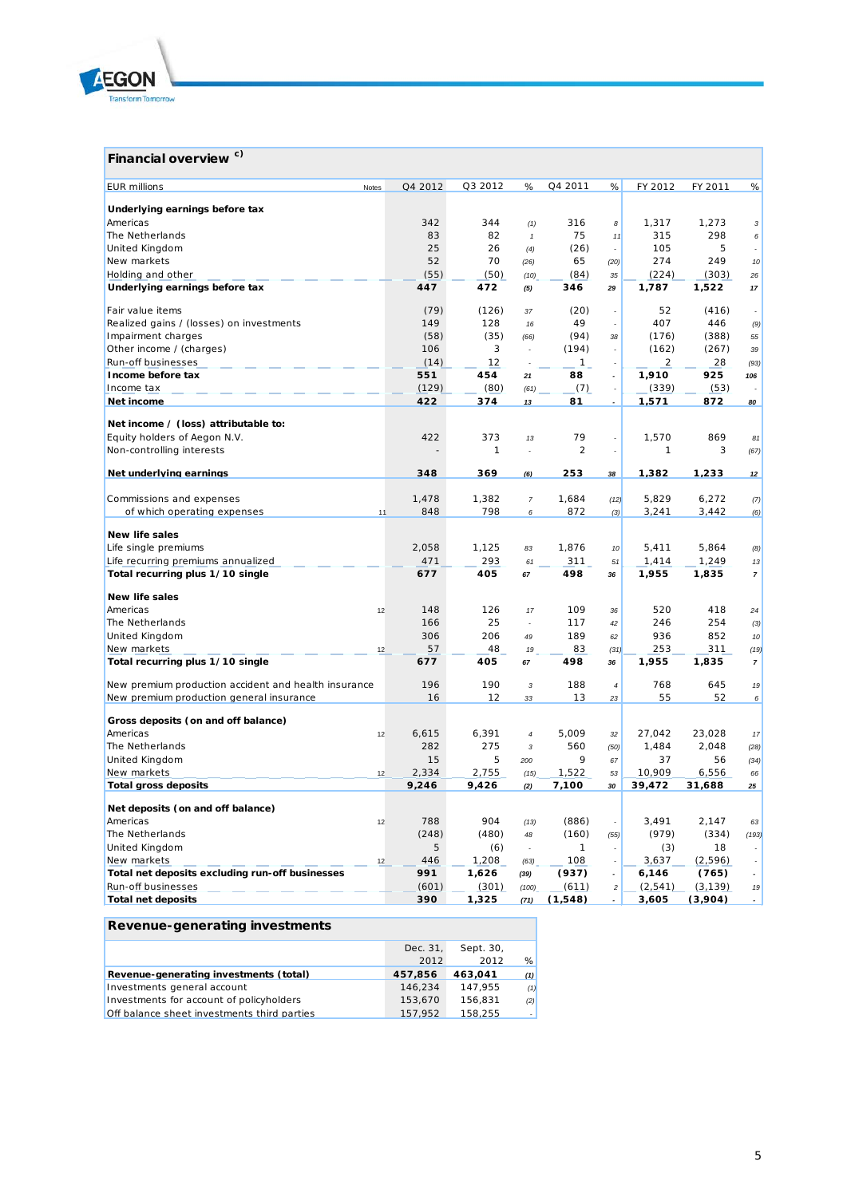## Financial overview c)

| EUR millions | Notes | Q4 2012 | Q3 2012 | % | Q4 2011 | % | FY 2012 | FY 2011 | % |
|---|---|---|---|---|---|---|---|---|---|
| **Underlying earnings before tax** | | | | | | | | | |
| Americas | | 342 | 344 | (1) | 316 | 8 | 1,317 | 1,273 | 3 |
| The Netherlands | | 83 | 82 | 1 | 75 | 11 | 315 | 298 | 6 |
| United Kingdom | | 25 | 26 | (4) | (26) | - | 105 | 5 | - |
| New markets | | 52 | 70 | (26) | 65 | (20) | 274 | 249 | 10 |
| Holding and other | | (55) | (50) | (10) | (84) | 35 | (224) | (303) | 26 |
| **Underlying earnings before tax** | | **447** | **472** | **(5)** | **346** | **29** | **1,787** | **1,522** | **17** |
| | | | | | | | | | |
| Fair value items | | (79) | (126) | 37 | (20) | - | 52 | (416) | - |
| Realized gains / (losses) on investments | | 149 | 128 | 16 | 49 | - | 407 | 446 | (9) |
| Impairment charges | | (58) | (35) | (66) | (94) | 38 | (176) | (388) | 55 |
| Other income / (charges) | | 106 | 3 | - | (194) | - | (162) | (267) | 39 |
| Run-off businesses | | (14) | 12 | - | 1 | - | 2 | 28 | (93) |
| **Income before tax** | | **551** | **454** | **21** | **88** | **-** | **1,910** | **925** | **106** |
| Income tax | | (129) | (80) | (61) | (7) | - | (339) | (53) | - |
| **Net income** | | **422** | **374** | **13** | **81** | **-** | **1,571** | **872** | **80** |
| | | | | | | | | | |
| **Net income / (loss) attributable to:** | | | | | | | | | |
| Equity holders of Aegon N.V. | | 422 | 373 | 13 | 79 | - | 1,570 | 869 | 81 |
| Non-controlling interests | | - | 1 | - | 2 | - | 1 | 3 | (67) |
| | | | | | | | | | |
| **Net underlying earnings** | | **348** | **369** | **(6)** | **253** | **38** | **1,382** | **1,233** | **12** |
| | | | | | | | | | |
| Commissions and expenses | | 1,478 | 1,382 | 7 | 1,684 | (12) | 5,829 | 6,272 | (7) |
| of which operating expenses | 11 | 848 | 798 | 6 | 872 | (3) | 3,241 | 3,442 | (6) |
| | | | | | | | | | |
| **New life sales** | | | | | | | | | |
| Life single premiums | | 2,058 | 1,125 | 83 | 1,876 | 10 | 5,411 | 5,864 | (8) |
| Life recurring premiums annualized | | 471 | 293 | 61 | 311 | 51 | 1,414 | 1,249 | 13 |
| **Total recurring plus 1/10 single** | | **677** | **405** | **67** | **498** | **36** | **1,955** | **1,835** | **7** |
| | | | | | | | | | |
| **New life sales** | | | | | | | | | |
| Americas | 12 | 148 | 126 | 17 | 109 | 36 | 520 | 418 | 24 |
| The Netherlands | | 166 | 25 | - | 117 | 42 | 246 | 254 | (3) |
| United Kingdom | | 306 | 206 | 49 | 189 | 62 | 936 | 852 | 10 |
| New markets | 12 | 57 | 48 | 19 | 83 | (31) | 253 | 311 | (19) |
| **Total recurring plus 1/10 single** | | **677** | **405** | **67** | **498** | **36** | **1,955** | **1,835** | **7** |
| | | | | | | | | | |
| New premium production accident and health insurance | | 196 | 190 | 3 | 188 | 4 | 768 | 645 | 19 |
| New premium production general insurance | | 16 | 12 | 33 | 13 | 23 | 55 | 52 | 6 |
| | | | | | | | | | |
| **Gross deposits (on and off balance)** | | | | | | | | | |
| Americas | 12 | 6,615 | 6,391 | 4 | 5,009 | 32 | 27,042 | 23,028 | 17 |
| The Netherlands | | 282 | 275 | 3 | 560 | (50) | 1,484 | 2,048 | (28) |
| United Kingdom | | 15 | 5 | 200 | 9 | 67 | 37 | 56 | (34) |
| New markets | 12 | 2,334 | 2,755 | (15) | 1,522 | 53 | 10,909 | 6,556 | 66 |
| **Total gross deposits** | | **9,246** | **9,426** | **(2)** | **7,100** | **30** | **39,472** | **31,688** | **25** |
| | | | | | | | | | |
| **Net deposits (on and off balance)** | | | | | | | | | |
| Americas | 12 | 788 | 904 | (13) | (886) | - | 3,491 | 2,147 | 63 |
| The Netherlands | | (248) | (480) | 48 | (160) | (55) | (979) | (334) | (193) |
| United Kingdom | | 5 | (6) | - | 1 | - | (3) | 18 | - |
| New markets | 12 | 446 | 1,208 | (63) | 108 | - | 3,637 | (2,596) | - |
| **Total net deposits excluding run-off businesses** | | **991** | **1,626** | **(39)** | **(937)** | **-** | **6,146** | **(765)** | **-** |
| Run-off businesses | | (601) | (301) | (100) | (611) | 2 | (2,541) | (3,139) | 19 |
| **Total net deposits** | | **390** | **1,325** | **(71)** | **(1,548)** | **-** | **3,605** | **(3,904)** | **-** |

## Revenue-generating investments

| | Dec. 31, 2012 | Sept. 30, 2012 | % |
|---|---|---|---|
| **Revenue-generating investments (total)** | **457,856** | **463,041** | **(1)** |
| Investments general account | 146,234 | 147,955 | (1) |
| Investments for account of policyholders | 153,670 | 156,831 | (2) |
| Off balance sheet investments third parties | 157,952 | 158,255 | - |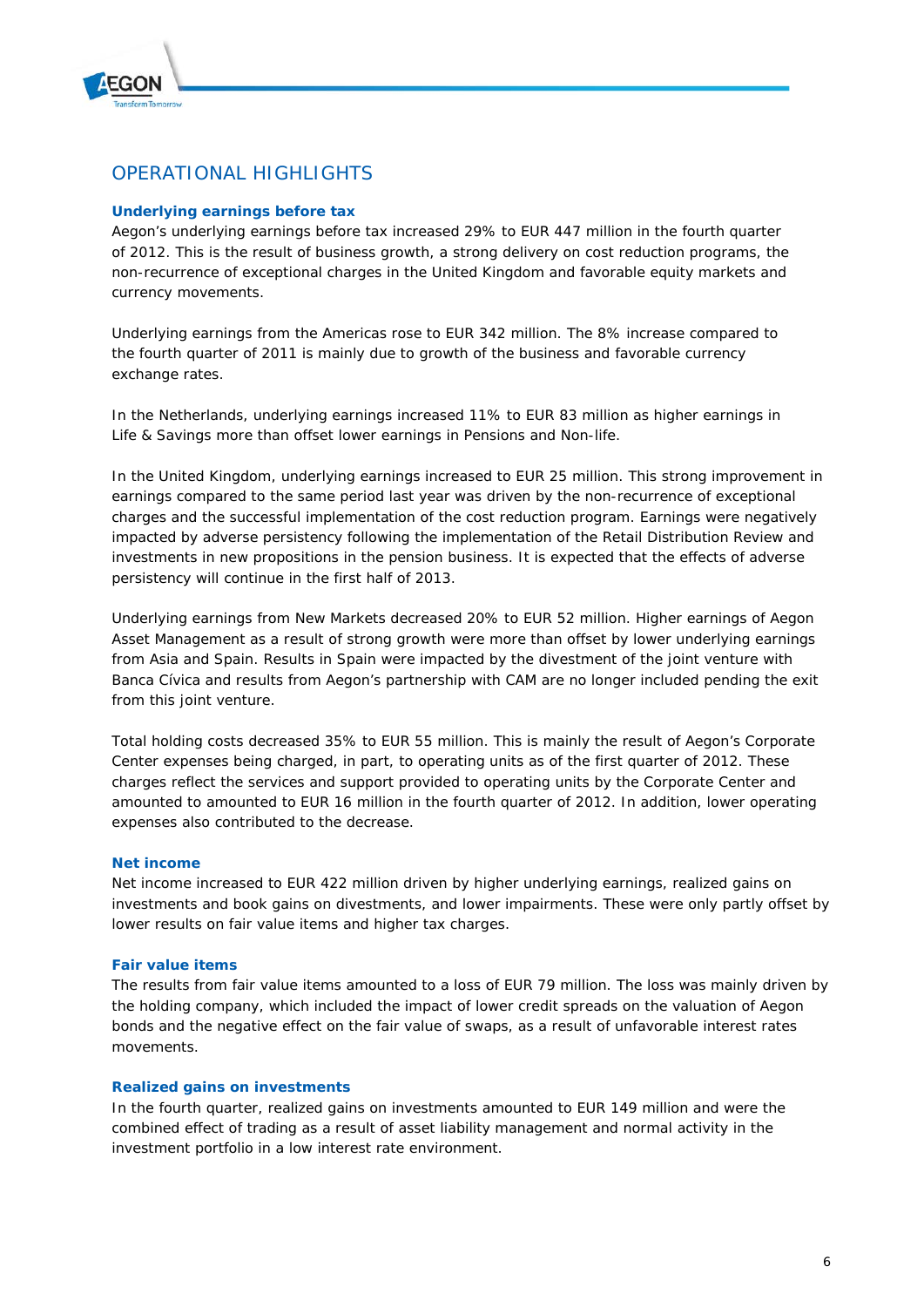## OPERATIONAL HIGHLIGHTS

### Underlying earnings before tax

Aegon's underlying earnings before tax increased 29% to EUR 447 million in the fourth quarter of 2012. This is the result of business growth, a strong delivery on cost reduction programs, the non-recurrence of exceptional charges in the United Kingdom and favorable equity markets and currency movements.

Underlying earnings from the Americas rose to EUR 342 million. The 8% increase compared to the fourth quarter of 2011 is mainly due to growth of the business and favorable currency exchange rates.

In the Netherlands, underlying earnings increased 11% to EUR 83 million as higher earnings in Life & Savings more than offset lower earnings in Pensions and Non-life.

In the United Kingdom, underlying earnings increased to EUR 25 million. This strong improvement in earnings compared to the same period last year was driven by the non-recurrence of exceptional charges and the successful implementation of the cost reduction program. Earnings were negatively impacted by adverse persistency following the implementation of the Retail Distribution Review and investments in new propositions in the pension business. It is expected that the effects of adverse persistency will continue in the first half of 2013.

Underlying earnings from New Markets decreased 20% to EUR 52 million. Higher earnings of Aegon Asset Management as a result of strong growth were more than offset by lower underlying earnings from Asia and Spain. Results in Spain were impacted by the divestment of the joint venture with Banca Cívica and results from Aegon's partnership with CAM are no longer included pending the exit from this joint venture.

Total holding costs decreased 35% to EUR 55 million. This is mainly the result of Aegon's Corporate Center expenses being charged, in part, to operating units as of the first quarter of 2012. These charges reflect the services and support provided to operating units by the Corporate Center and amounted to amounted to EUR 16 million in the fourth quarter of 2012. In addition, lower operating expenses also contributed to the decrease.

### Net income

Net income increased to EUR 422 million driven by higher underlying earnings, realized gains on investments and book gains on divestments, and lower impairments. These were only partly offset by lower results on fair value items and higher tax charges.

### Fair value items

The results from fair value items amounted to a loss of EUR 79 million. The loss was mainly driven by the holding company, which included the impact of lower credit spreads on the valuation of Aegon bonds and the negative effect on the fair value of swaps, as a result of unfavorable interest rates movements.

### Realized gains on investments

In the fourth quarter, realized gains on investments amounted to EUR 149 million and were the combined effect of trading as a result of asset liability management and normal activity in the investment portfolio in a low interest rate environment.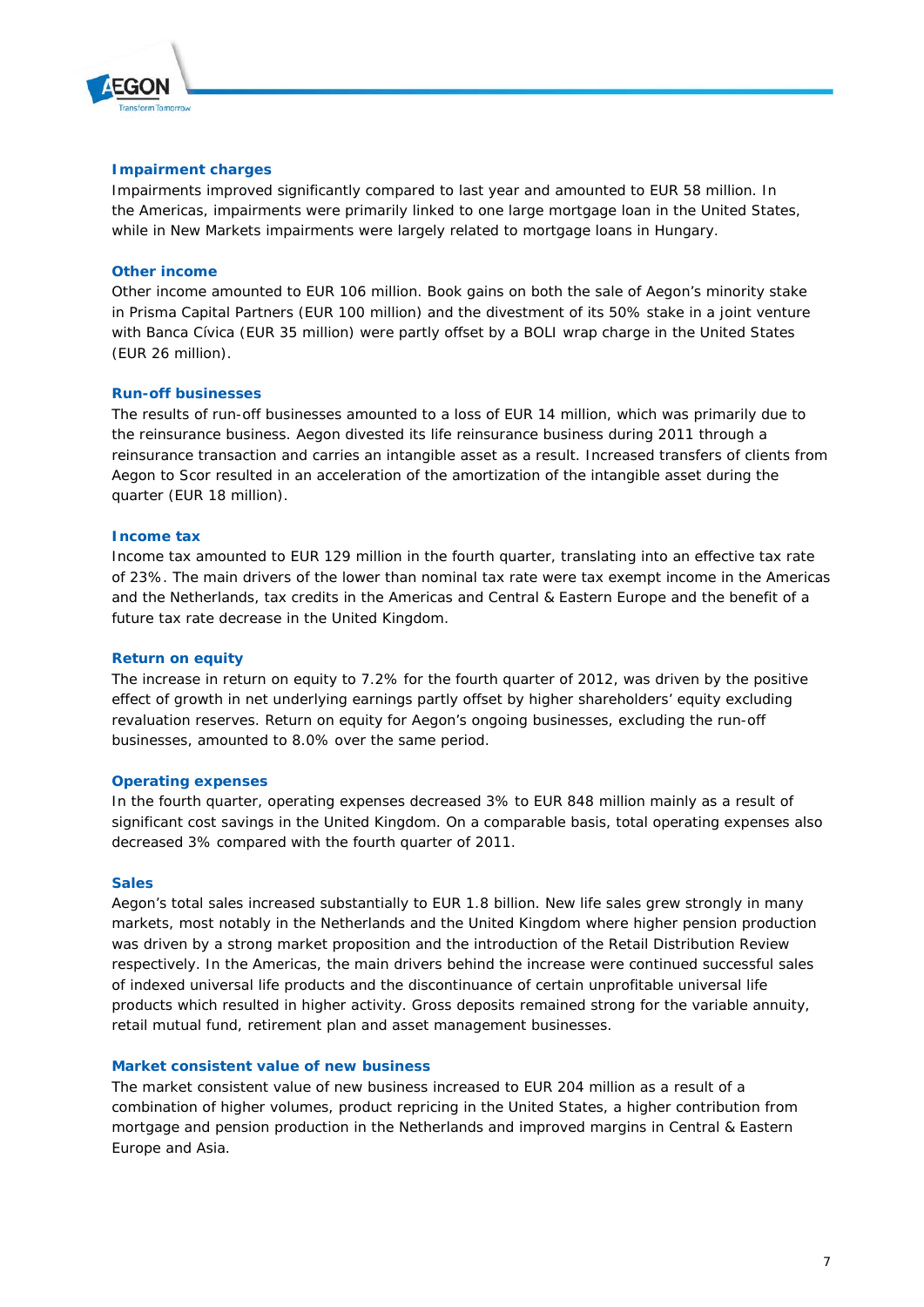### Impairment charges

Impairments improved significantly compared to last year and amounted to EUR 58 million. In the Americas, impairments were primarily linked to one large mortgage loan in the United States, while in New Markets impairments were largely related to mortgage loans in Hungary.

### Other income

Other income amounted to EUR 106 million. Book gains on both the sale of Aegon's minority stake in Prisma Capital Partners (EUR 100 million) and the divestment of its 50% stake in a joint venture with Banca Cívica (EUR 35 million) were partly offset by a BOLI wrap charge in the United States (EUR 26 million).

### Run-off businesses

The results of run-off businesses amounted to a loss of EUR 14 million, which was primarily due to the reinsurance business. Aegon divested its life reinsurance business during 2011 through a reinsurance transaction and carries an intangible asset as a result. Increased transfers of clients from Aegon to Scor resulted in an acceleration of the amortization of the intangible asset during the quarter (EUR 18 million).

### Income tax

Income tax amounted to EUR 129 million in the fourth quarter, translating into an effective tax rate of 23%. The main drivers of the lower than nominal tax rate were tax exempt income in the Americas and the Netherlands, tax credits in the Americas and Central & Eastern Europe and the benefit of a future tax rate decrease in the United Kingdom.

### Return on equity

The increase in return on equity to 7.2% for the fourth quarter of 2012, was driven by the positive effect of growth in net underlying earnings partly offset by higher shareholders' equity excluding revaluation reserves. Return on equity for Aegon's ongoing businesses, excluding the run-off businesses, amounted to 8.0% over the same period.

### Operating expenses

In the fourth quarter, operating expenses decreased 3% to EUR 848 million mainly as a result of significant cost savings in the United Kingdom. On a comparable basis, total operating expenses also decreased 3% compared with the fourth quarter of 2011.

### Sales

Aegon's total sales increased substantially to EUR 1.8 billion. New life sales grew strongly in many markets, most notably in the Netherlands and the United Kingdom where higher pension production was driven by a strong market proposition and the introduction of the Retail Distribution Review respectively. In the Americas, the main drivers behind the increase were continued successful sales of indexed universal life products and the discontinuance of certain unprofitable universal life products which resulted in higher activity. Gross deposits remained strong for the variable annuity, retail mutual fund, retirement plan and asset management businesses.

### Market consistent value of new business

The market consistent value of new business increased to EUR 204 million as a result of a combination of higher volumes, product repricing in the United States, a higher contribution from mortgage and pension production in the Netherlands and improved margins in Central & Eastern Europe and Asia.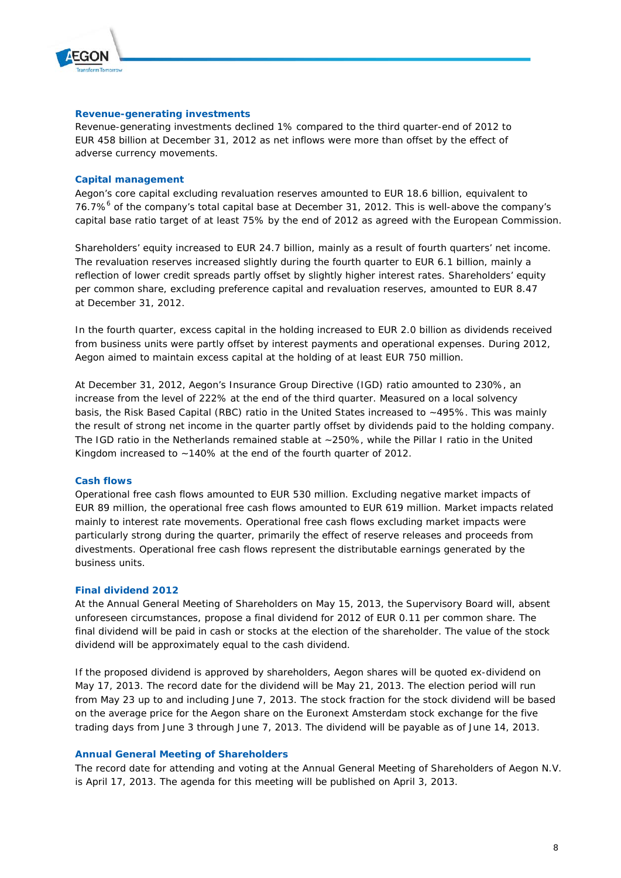## Revenue-generating investments

Revenue-generating investments declined 1% compared to the third quarter-end of 2012 to EUR 458 billion at December 31, 2012 as net inflows were more than offset by the effect of adverse currency movements.

## Capital management

Aegon's core capital excluding revaluation reserves amounted to EUR 18.6 billion, equivalent to 76.7%[6] of the company's total capital base at December 31, 2012. This is well-above the company's capital base ratio target of at least 75% by the end of 2012 as agreed with the European Commission.

Shareholders' equity increased to EUR 24.7 billion, mainly as a result of fourth quarters' net income. The revaluation reserves increased slightly during the fourth quarter to EUR 6.1 billion, mainly a reflection of lower credit spreads partly offset by slightly higher interest rates. Shareholders' equity per common share, excluding preference capital and revaluation reserves, amounted to EUR 8.47 at December 31, 2012.

In the fourth quarter, excess capital in the holding increased to EUR 2.0 billion as dividends received from business units were partly offset by interest payments and operational expenses. During 2012, Aegon aimed to maintain excess capital at the holding of at least EUR 750 million.

At December 31, 2012, Aegon's Insurance Group Directive (IGD) ratio amounted to 230%, an increase from the level of 222% at the end of the third quarter. Measured on a local solvency basis, the Risk Based Capital (RBC) ratio in the United States increased to ~495%. This was mainly the result of strong net income in the quarter partly offset by dividends paid to the holding company. The IGD ratio in the Netherlands remained stable at ~250%, while the Pillar I ratio in the United Kingdom increased to ~140% at the end of the fourth quarter of 2012.

## Cash flows

Operational free cash flows amounted to EUR 530 million. Excluding negative market impacts of EUR 89 million, the operational free cash flows amounted to EUR 619 million. Market impacts related mainly to interest rate movements. Operational free cash flows excluding market impacts were particularly strong during the quarter, primarily the effect of reserve releases and proceeds from divestments. Operational free cash flows represent the distributable earnings generated by the business units.

## Final dividend 2012

At the Annual General Meeting of Shareholders on May 15, 2013, the Supervisory Board will, absent unforeseen circumstances, propose a final dividend for 2012 of EUR 0.11 per common share. The final dividend will be paid in cash or stocks at the election of the shareholder. The value of the stock dividend will be approximately equal to the cash dividend.

If the proposed dividend is approved by shareholders, Aegon shares will be quoted ex-dividend on May 17, 2013. The record date for the dividend will be May 21, 2013. The election period will run from May 23 up to and including June 7, 2013. The stock fraction for the stock dividend will be based on the average price for the Aegon share on the Euronext Amsterdam stock exchange for the five trading days from June 3 through June 7, 2013. The dividend will be payable as of June 14, 2013.

## Annual General Meeting of Shareholders

The record date for attending and voting at the Annual General Meeting of Shareholders of Aegon N.V. is April 17, 2013. The agenda for this meeting will be published on April 3, 2013.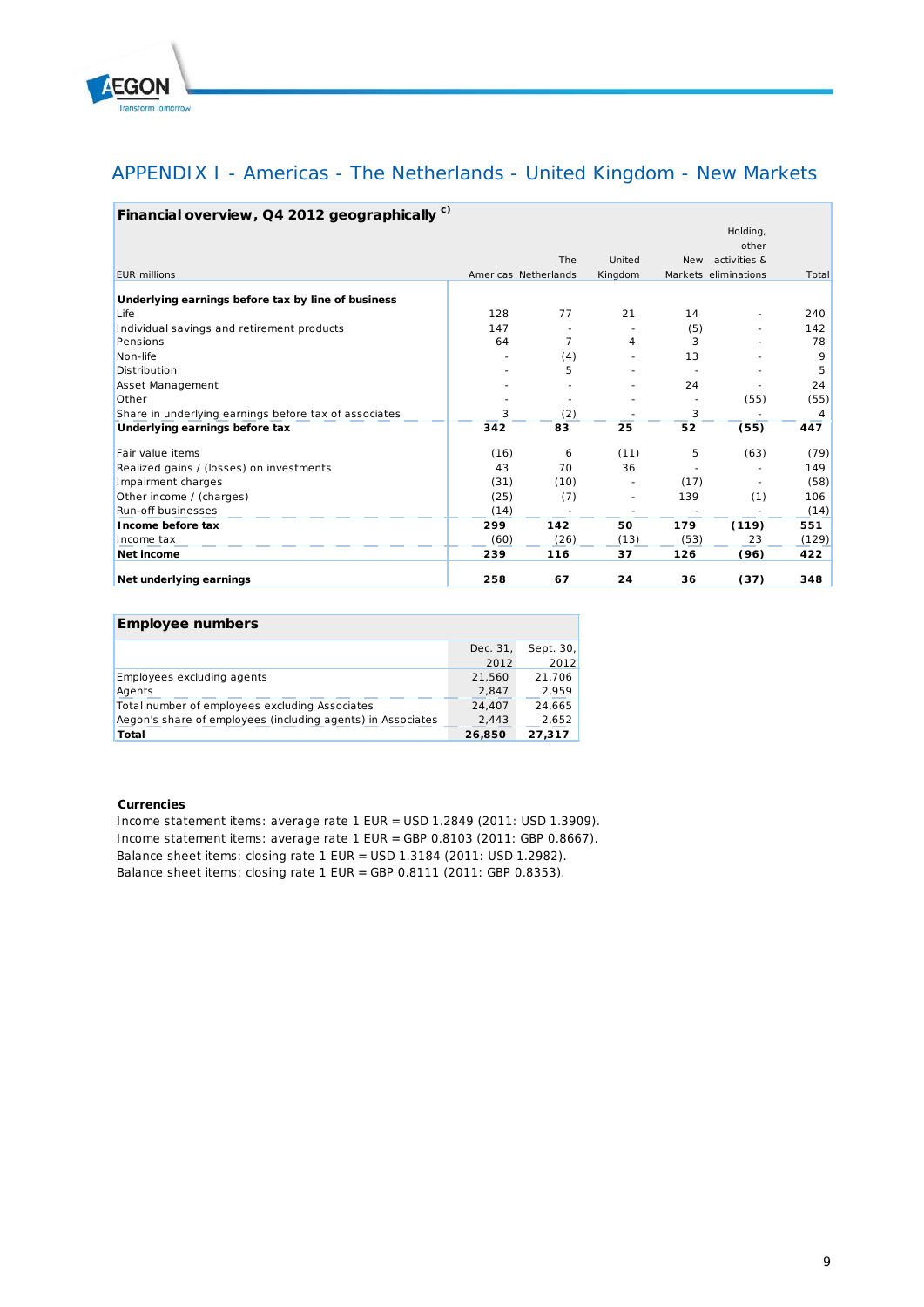## APPENDIX I - Americas - The Netherlands - United Kingdom - New Markets

**Financial overview, Q4 2012 geographically c)**

| EUR millions | Americas | The Netherlands | United Kingdom | New Markets | Holding, other activities & eliminations | Total |
|---|---|---|---|---|---|---|
| **Underlying earnings before tax by line of business** | | | | | | |
| Life | 128 | 77 | 21 | 14 | - | 240 |
| Individual savings and retirement products | 147 | - | - | (5) | - | 142 |
| Pensions | 64 | 7 | 4 | 3 | - | 78 |
| Non-life | - | (4) | - | 13 | - | 9 |
| Distribution | - | 5 | - | - | - | 5 |
| Asset Management | - | - | - | 24 | - | 24 |
| Other | - | - | - | - | (55) | (55) |
| Share in underlying earnings before tax of associates | 3 | (2) | - | 3 | - | 4 |
| **Underlying earnings before tax** | **342** | **83** | **25** | **52** | **(55)** | **447** |
| Fair value items | (16) | 6 | (11) | 5 | (63) | (79) |
| Realized gains / (losses) on investments | 43 | 70 | 36 | - | - | 149 |
| Impairment charges | (31) | (10) | - | (17) | - | (58) |
| Other income / (charges) | (25) | (7) | - | 139 | (1) | 106 |
| Run-off businesses | (14) | - | - | - | - | (14) |
| **Income before tax** | **299** | **142** | **50** | **179** | **(119)** | **551** |
| Income tax | (60) | (26) | (13) | (53) | 23 | (129) |
| **Net income** | **239** | **116** | **37** | **126** | **(96)** | **422** |
| **Net underlying earnings** | **258** | **67** | **24** | **36** | **(37)** | **348** |

**Employee numbers**

| | Dec. 31, 2012 | Sept. 30, 2012 |
|---|---|---|
| Employees excluding agents | 21,560 | 21,706 |
| Agents | 2,847 | 2,959 |
| Total number of employees excluding Associates | 24,407 | 24,665 |
| Aegon's share of employees (including agents) in Associates | 2,443 | 2,652 |
| **Total** | **26,850** | **27,317** |

**Currencies**

Income statement items: average rate 1 EUR = USD 1.2849 (2011: USD 1.3909).
Income statement items: average rate 1 EUR = GBP 0.8103 (2011: GBP 0.8667).
Balance sheet items: closing rate 1 EUR = USD 1.3184 (2011: USD 1.2982).
Balance sheet items: closing rate 1 EUR = GBP 0.8111 (2011: GBP 0.8353).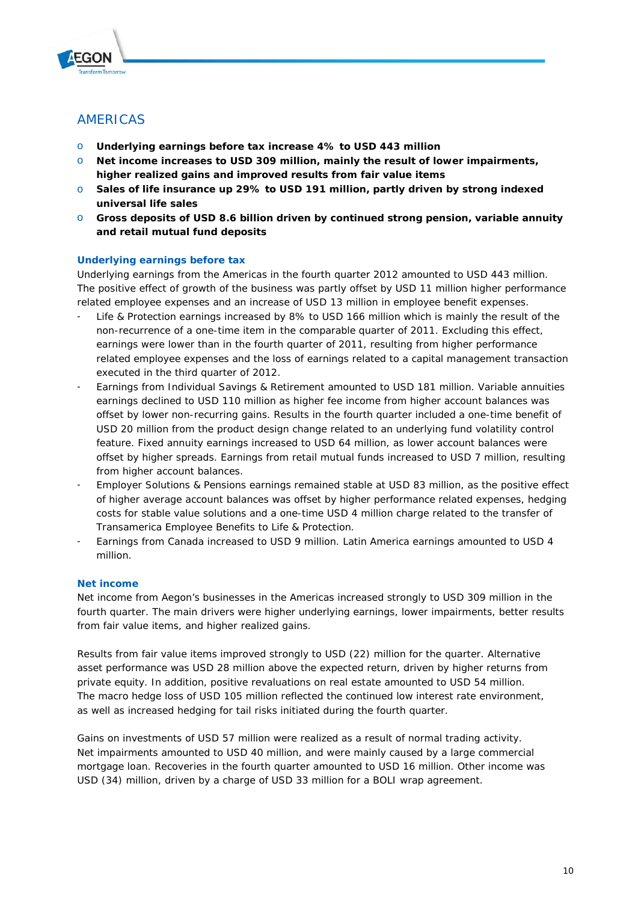## AMERICAS

- **Underlying earnings before tax increase 4% to USD 443 million**
- **Net income increases to USD 309 million, mainly the result of lower impairments, higher realized gains and improved results from fair value items**
- **Sales of life insurance up 29% to USD 191 million, partly driven by strong indexed universal life sales**
- **Gross deposits of USD 8.6 billion driven by continued strong pension, variable annuity and retail mutual fund deposits**

### Underlying earnings before tax

Underlying earnings from the Americas in the fourth quarter 2012 amounted to USD 443 million. The positive effect of growth of the business was partly offset by USD 11 million higher performance related employee expenses and an increase of USD 13 million in employee benefit expenses.

- Life & Protection earnings increased by 8% to USD 166 million which is mainly the result of the non-recurrence of a one-time item in the comparable quarter of 2011. Excluding this effect, earnings were lower than in the fourth quarter of 2011, resulting from higher performance related employee expenses and the loss of earnings related to a capital management transaction executed in the third quarter of 2012.
- Earnings from Individual Savings & Retirement amounted to USD 181 million. Variable annuities earnings declined to USD 110 million as higher fee income from higher account balances was offset by lower non-recurring gains. Results in the fourth quarter included a one-time benefit of USD 20 million from the product design change related to an underlying fund volatility control feature. Fixed annuity earnings increased to USD 64 million, as lower account balances were offset by higher spreads. Earnings from retail mutual funds increased to USD 7 million, resulting from higher account balances.
- Employer Solutions & Pensions earnings remained stable at USD 83 million, as the positive effect of higher average account balances was offset by higher performance related expenses, hedging costs for stable value solutions and a one-time USD 4 million charge related to the transfer of Transamerica Employee Benefits to Life & Protection.
- Earnings from Canada increased to USD 9 million. Latin America earnings amounted to USD 4 million.

### Net income

Net income from Aegon's businesses in the Americas increased strongly to USD 309 million in the fourth quarter. The main drivers were higher underlying earnings, lower impairments, better results from fair value items, and higher realized gains.

Results from fair value items improved strongly to USD (22) million for the quarter. Alternative asset performance was USD 28 million above the expected return, driven by higher returns from private equity. In addition, positive revaluations on real estate amounted to USD 54 million. The macro hedge loss of USD 105 million reflected the continued low interest rate environment, as well as increased hedging for tail risks initiated during the fourth quarter.

Gains on investments of USD 57 million were realized as a result of normal trading activity. Net impairments amounted to USD 40 million, and were mainly caused by a large commercial mortgage loan. Recoveries in the fourth quarter amounted to USD 16 million. Other income was USD (34) million, driven by a charge of USD 33 million for a BOLI wrap agreement.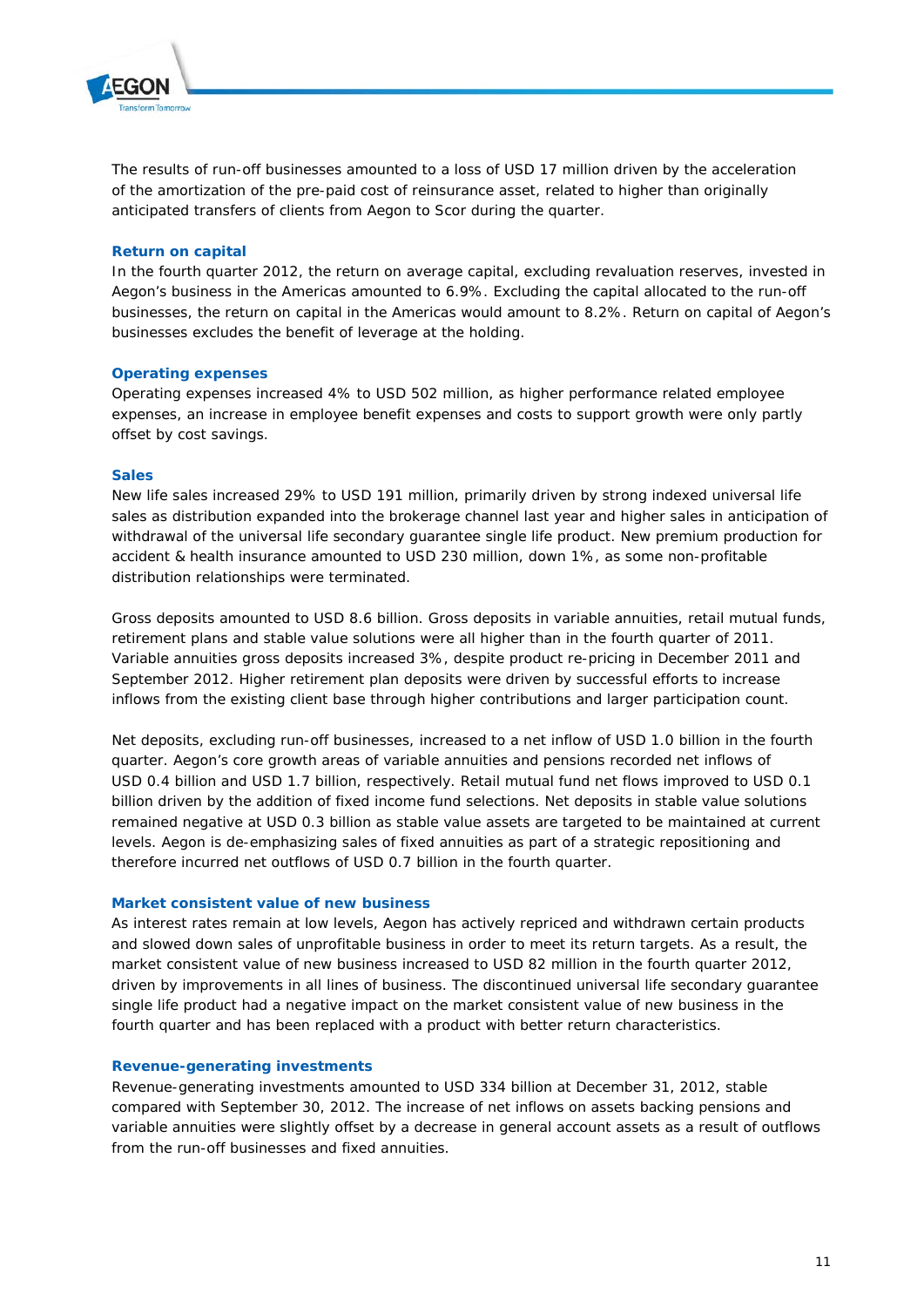The results of run-off businesses amounted to a loss of USD 17 million driven by the acceleration of the amortization of the pre-paid cost of reinsurance asset, related to higher than originally anticipated transfers of clients from Aegon to Scor during the quarter.

### Return on capital

In the fourth quarter 2012, the return on average capital, excluding revaluation reserves, invested in Aegon's business in the Americas amounted to 6.9%. Excluding the capital allocated to the run-off businesses, the return on capital in the Americas would amount to 8.2%. Return on capital of Aegon's businesses excludes the benefit of leverage at the holding.

### Operating expenses

Operating expenses increased 4% to USD 502 million, as higher performance related employee expenses, an increase in employee benefit expenses and costs to support growth were only partly offset by cost savings.

### Sales

New life sales increased 29% to USD 191 million, primarily driven by strong indexed universal life sales as distribution expanded into the brokerage channel last year and higher sales in anticipation of withdrawal of the universal life secondary guarantee single life product. New premium production for accident & health insurance amounted to USD 230 million, down 1%, as some non-profitable distribution relationships were terminated.

Gross deposits amounted to USD 8.6 billion. Gross deposits in variable annuities, retail mutual funds, retirement plans and stable value solutions were all higher than in the fourth quarter of 2011. Variable annuities gross deposits increased 3%, despite product re-pricing in December 2011 and September 2012. Higher retirement plan deposits were driven by successful efforts to increase inflows from the existing client base through higher contributions and larger participation count.

Net deposits, excluding run-off businesses, increased to a net inflow of USD 1.0 billion in the fourth quarter. Aegon's core growth areas of variable annuities and pensions recorded net inflows of USD 0.4 billion and USD 1.7 billion, respectively. Retail mutual fund net flows improved to USD 0.1 billion driven by the addition of fixed income fund selections. Net deposits in stable value solutions remained negative at USD 0.3 billion as stable value assets are targeted to be maintained at current levels. Aegon is de-emphasizing sales of fixed annuities as part of a strategic repositioning and therefore incurred net outflows of USD 0.7 billion in the fourth quarter.

### Market consistent value of new business

As interest rates remain at low levels, Aegon has actively repriced and withdrawn certain products and slowed down sales of unprofitable business in order to meet its return targets. As a result, the market consistent value of new business increased to USD 82 million in the fourth quarter 2012, driven by improvements in all lines of business. The discontinued universal life secondary guarantee single life product had a negative impact on the market consistent value of new business in the fourth quarter and has been replaced with a product with better return characteristics.

### Revenue-generating investments

Revenue-generating investments amounted to USD 334 billion at December 31, 2012, stable compared with September 30, 2012. The increase of net inflows on assets backing pensions and variable annuities were slightly offset by a decrease in general account assets as a result of outflows from the run-off businesses and fixed annuities.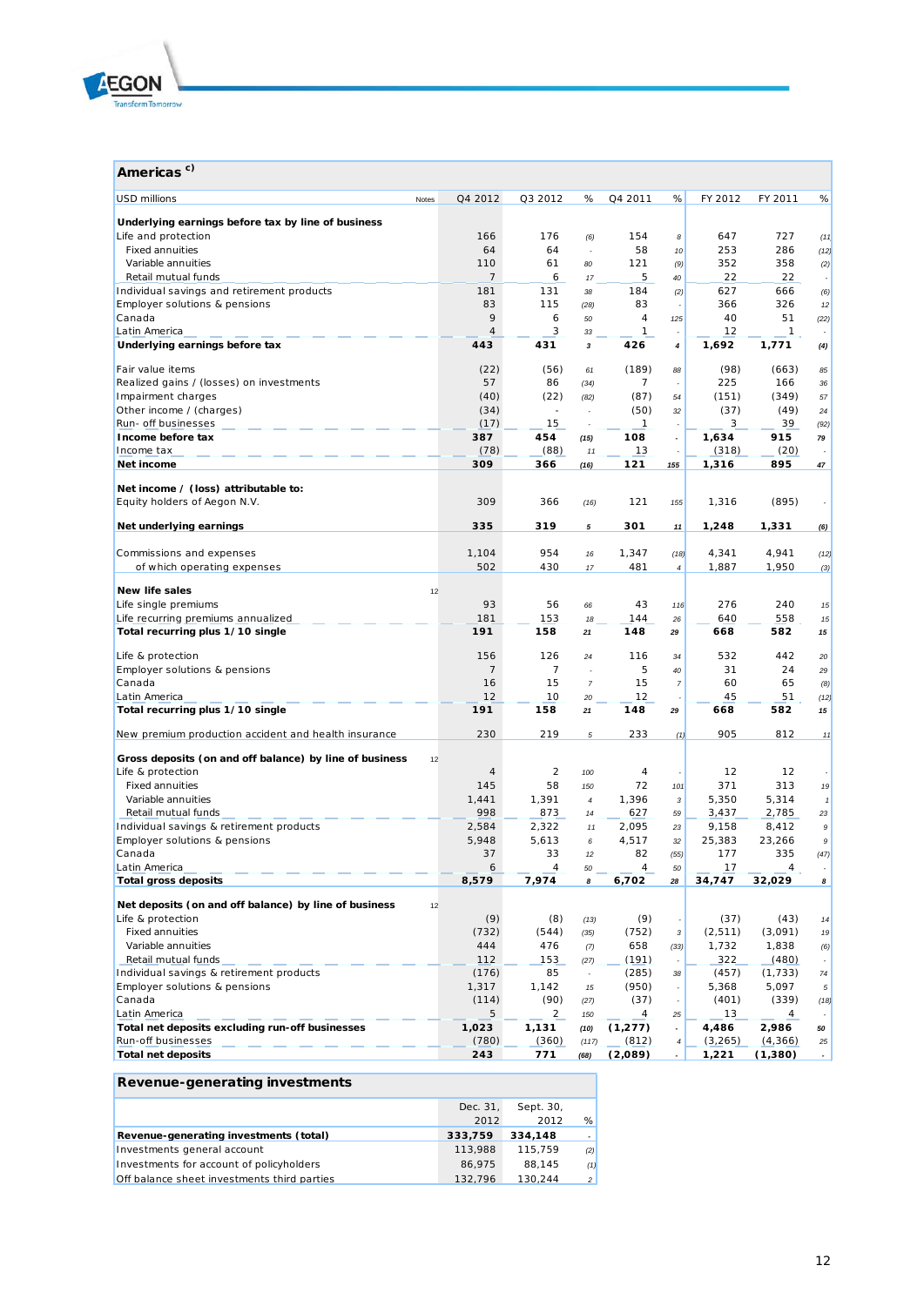## Americas [c)]

| USD millions | Notes | Q4 2012 | Q3 2012 | % | Q4 2011 | % | FY 2012 | FY 2011 | % |
|---|---|---|---|---|---|---|---|---|---|
| **Underlying earnings before tax by line of business** | | | | | | | | | |
| Life and protection | | 166 | 176 | (6) | 154 | 8 | 647 | 727 | (11) |
| Fixed annuities | | 64 | 64 | - | 58 | 10 | 253 | 286 | (12) |
| Variable annuities | | 110 | 61 | 80 | 121 | (9) | 352 | 358 | (2) |
| Retail mutual funds | | 7 | 6 | 17 | 5 | 40 | 22 | 22 | - |
| Individual savings and retirement products | | 181 | 131 | 38 | 184 | (2) | 627 | 666 | (6) |
| Employer solutions & pensions | | 83 | 115 | (28) | 83 | - | 366 | 326 | 12 |
| Canada | | 9 | 6 | 50 | 4 | 125 | 40 | 51 | (22) |
| Latin America | | 4 | 3 | 33 | 1 | - | 12 | 1 | - |
| **Underlying earnings before tax** | | **443** | **431** | 3 | **426** | 4 | **1,692** | **1,771** | (4) |
| | | | | | | | | | |
| Fair value items | | (22) | (56) | 61 | (189) | 88 | (98) | (663) | 85 |
| Realized gains / (losses) on investments | | 57 | 86 | (34) | 7 | - | 225 | 166 | 36 |
| Impairment charges | | (40) | (22) | (82) | (87) | 54 | (151) | (349) | 57 |
| Other income / (charges) | | (34) | - | - | (50) | 32 | (37) | (49) | 24 |
| Run- off businesses | | (17) | 15 | - | 1 | - | 3 | 39 | (92) |
| **Income before tax** | | **387** | **454** | (15) | **108** | - | **1,634** | **915** | 79 |
| Income tax | | (78) | (88) | 11 | 13 | - | (318) | (20) | - |
| **Net income** | | **309** | **366** | (16) | **121** | 155 | **1,316** | **895** | 47 |
| | | | | | | | | | |
| **Net income / (loss) attributable to:** | | | | | | | | | |
| Equity holders of Aegon N.V. | | 309 | 366 | (16) | 121 | 155 | 1,316 | (895) | - |
| | | | | | | | | | |
| **Net underlying earnings** | | **335** | **319** | 5 | **301** | 11 | **1,248** | **1,331** | (6) |
| | | | | | | | | | |
| Commissions and expenses | | 1,104 | 954 | 16 | 1,347 | (18) | 4,341 | 4,941 | (12) |
| of which operating expenses | | 502 | 430 | 17 | 481 | 4 | 1,887 | 1,950 | (3) |
| | | | | | | | | | |
| **New life sales** | 12 | | | | | | | | |
| Life single premiums | | 93 | 56 | 66 | 43 | 116 | 276 | 240 | 15 |
| Life recurring premiums annualized | | 181 | 153 | 18 | 144 | 26 | 640 | 558 | 15 |
| **Total recurring plus 1/10 single** | | **191** | **158** | 21 | **148** | 29 | **668** | **582** | 15 |
| | | | | | | | | | |
| Life & protection | | 156 | 126 | 24 | 116 | 34 | 532 | 442 | 20 |
| Employer solutions & pensions | | 7 | 7 | - | 5 | 40 | 31 | 24 | 29 |
| Canada | | 16 | 15 | 7 | 15 | 7 | 60 | 65 | (8) |
| Latin America | | 12 | 10 | 20 | 12 | - | 45 | 51 | (12) |
| **Total recurring plus 1/10 single** | | **191** | **158** | 21 | **148** | 29 | **668** | **582** | 15 |
| | | | | | | | | | |
| New premium production accident and health insurance | | 230 | 219 | 5 | 233 | (1) | 905 | 812 | 11 |
| | | | | | | | | | |
| **Gross deposits (on and off balance) by line of business** | 12 | | | | | | | | |
| Life & protection | | 4 | 2 | 100 | 4 | - | 12 | 12 | - |
| Fixed annuities | | 145 | 58 | 150 | 72 | 101 | 371 | 313 | 19 |
| Variable annuities | | 1,441 | 1,391 | 4 | 1,396 | 3 | 5,350 | 5,314 | 1 |
| Retail mutual funds | | 998 | 873 | 14 | 627 | 59 | 3,437 | 2,785 | 23 |
| Individual savings & retirement products | | 2,584 | 2,322 | 11 | 2,095 | 23 | 9,158 | 8,412 | 9 |
| Employer solutions & pensions | | 5,948 | 5,613 | 6 | 4,517 | 32 | 25,383 | 23,266 | 9 |
| Canada | | 37 | 33 | 12 | 82 | (55) | 177 | 335 | (47) |
| Latin America | | 6 | 4 | 50 | 4 | 50 | 17 | 4 | - |
| **Total gross deposits** | | **8,579** | **7,974** | 8 | **6,702** | 28 | **34,747** | **32,029** | 8 |
| | | | | | | | | | |
| **Net deposits (on and off balance) by line of business** | 12 | | | | | | | | |
| Life & protection | | (9) | (8) | (13) | (9) | - | (37) | (43) | 14 |
| Fixed annuities | | (732) | (544) | (35) | (752) | 3 | (2,511) | (3,091) | 19 |
| Variable annuities | | 444 | 476 | (7) | 658 | (33) | 1,732 | 1,838 | (6) |
| Retail mutual funds | | 112 | 153 | (27) | (191) | - | 322 | (480) | - |
| Individual savings & retirement products | | (176) | 85 | - | (285) | 38 | (457) | (1,733) | 74 |
| Employer solutions & pensions | | 1,317 | 1,142 | 15 | (950) | - | 5,368 | 5,097 | 5 |
| Canada | | (114) | (90) | (27) | (37) | - | (401) | (339) | (18) |
| Latin America | | 5 | 2 | 150 | 4 | 25 | 13 | 4 | - |
| **Total net deposits excluding run-off businesses** | | **1,023** | **1,131** | (10) | **(1,277)** | - | **4,486** | **2,986** | 50 |
| Run-off businesses | | (780) | (360) | (117) | (812) | 4 | (3,265) | (4,366) | 25 |
| **Total net deposits** | | **243** | **771** | (68) | **(2,089)** | - | **1,221** | **(1,380)** | - |

## Revenue-generating investments

| | Dec. 31, 2012 | Sept. 30, 2012 | % |
|---|---|---|---|
| **Revenue-generating investments (total)** | **333,759** | **334,148** | - |
| Investments general account | 113,988 | 115,759 | (2) |
| Investments for account of policyholders | 86,975 | 88,145 | (1) |
| Off balance sheet investments third parties | 132,796 | 130,244 | 2 |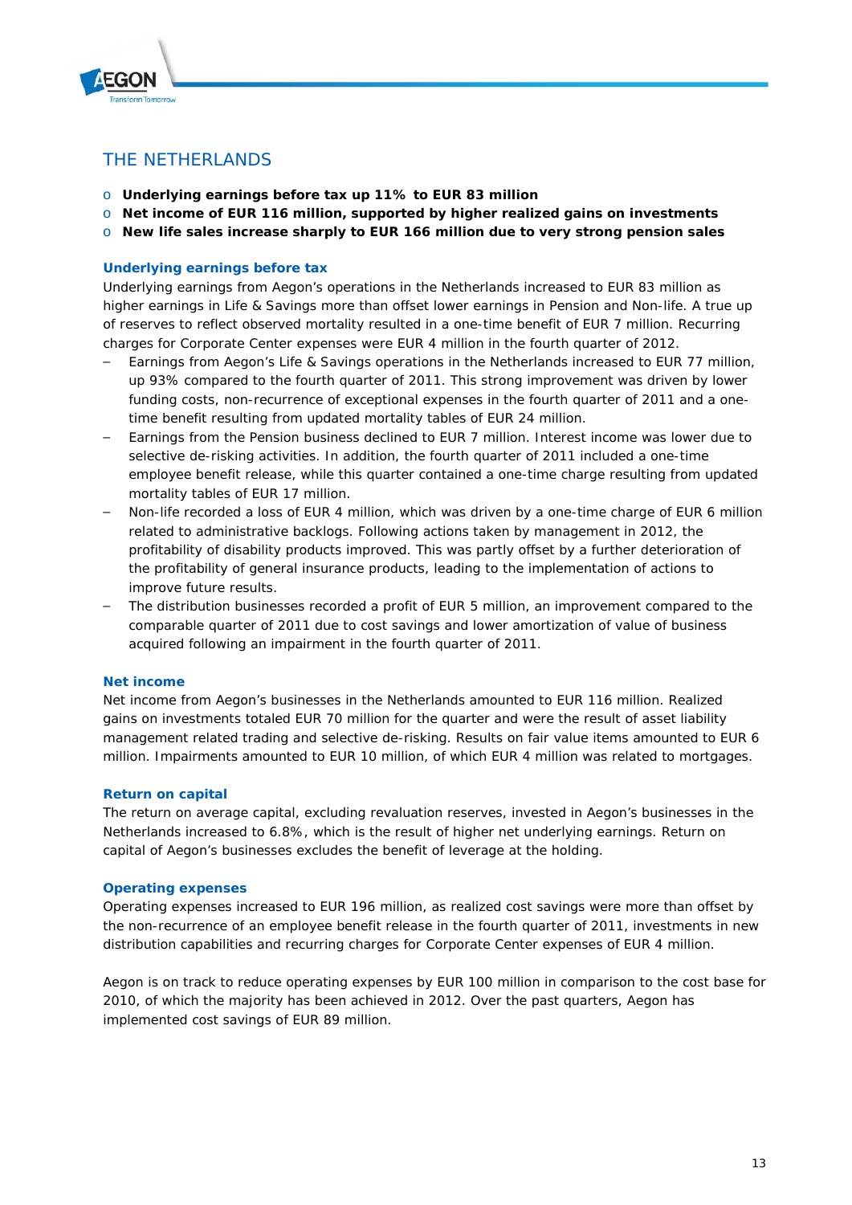## THE NETHERLANDS

- **Underlying earnings before tax up 11% to EUR 83 million**
- **Net income of EUR 116 million, supported by higher realized gains on investments**
- **New life sales increase sharply to EUR 166 million due to very strong pension sales**

### Underlying earnings before tax

Underlying earnings from Aegon's operations in the Netherlands increased to EUR 83 million as higher earnings in Life & Savings more than offset lower earnings in Pension and Non-life. A true up of reserves to reflect observed mortality resulted in a one-time benefit of EUR 7 million. Recurring charges for Corporate Center expenses were EUR 4 million in the fourth quarter of 2012.

- Earnings from Aegon's Life & Savings operations in the Netherlands increased to EUR 77 million, up 93% compared to the fourth quarter of 2011. This strong improvement was driven by lower funding costs, non-recurrence of exceptional expenses in the fourth quarter of 2011 and a one-time benefit resulting from updated mortality tables of EUR 24 million.
- Earnings from the Pension business declined to EUR 7 million. Interest income was lower due to selective de-risking activities. In addition, the fourth quarter of 2011 included a one-time employee benefit release, while this quarter contained a one-time charge resulting from updated mortality tables of EUR 17 million.
- Non-life recorded a loss of EUR 4 million, which was driven by a one-time charge of EUR 6 million related to administrative backlogs. Following actions taken by management in 2012, the profitability of disability products improved. This was partly offset by a further deterioration of the profitability of general insurance products, leading to the implementation of actions to improve future results.
- The distribution businesses recorded a profit of EUR 5 million, an improvement compared to the comparable quarter of 2011 due to cost savings and lower amortization of value of business acquired following an impairment in the fourth quarter of 2011.

### Net income

Net income from Aegon's businesses in the Netherlands amounted to EUR 116 million. Realized gains on investments totaled EUR 70 million for the quarter and were the result of asset liability management related trading and selective de-risking. Results on fair value items amounted to EUR 6 million. Impairments amounted to EUR 10 million, of which EUR 4 million was related to mortgages.

### Return on capital

The return on average capital, excluding revaluation reserves, invested in Aegon's businesses in the Netherlands increased to 6.8%, which is the result of higher net underlying earnings. Return on capital of Aegon's businesses excludes the benefit of leverage at the holding.

### Operating expenses

Operating expenses increased to EUR 196 million, as realized cost savings were more than offset by the non-recurrence of an employee benefit release in the fourth quarter of 2011, investments in new distribution capabilities and recurring charges for Corporate Center expenses of EUR 4 million.

Aegon is on track to reduce operating expenses by EUR 100 million in comparison to the cost base for 2010, of which the majority has been achieved in 2012. Over the past quarters, Aegon has implemented cost savings of EUR 89 million.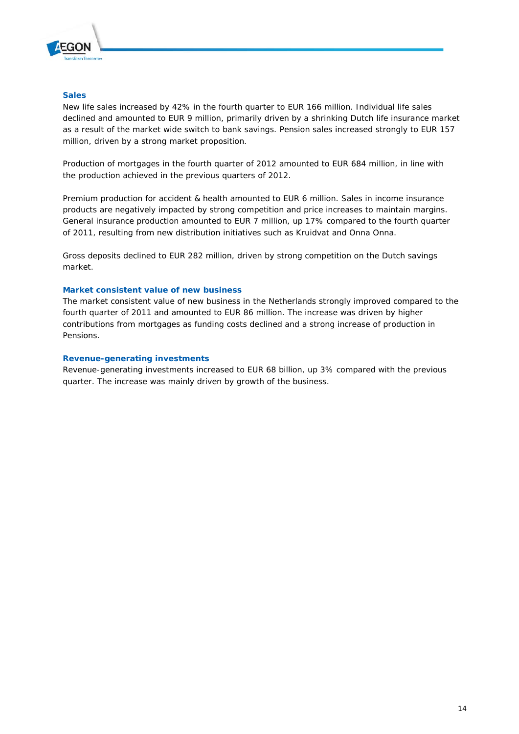### Sales

New life sales increased by 42% in the fourth quarter to EUR 166 million. Individual life sales declined and amounted to EUR 9 million, primarily driven by a shrinking Dutch life insurance market as a result of the market wide switch to bank savings. Pension sales increased strongly to EUR 157 million, driven by a strong market proposition.

Production of mortgages in the fourth quarter of 2012 amounted to EUR 684 million, in line with the production achieved in the previous quarters of 2012.

Premium production for accident & health amounted to EUR 6 million. Sales in income insurance products are negatively impacted by strong competition and price increases to maintain margins. General insurance production amounted to EUR 7 million, up 17% compared to the fourth quarter of 2011, resulting from new distribution initiatives such as Kruidvat and Onna Onna.

Gross deposits declined to EUR 282 million, driven by strong competition on the Dutch savings market.

### Market consistent value of new business

The market consistent value of new business in the Netherlands strongly improved compared to the fourth quarter of 2011 and amounted to EUR 86 million. The increase was driven by higher contributions from mortgages as funding costs declined and a strong increase of production in Pensions.

### Revenue-generating investments

Revenue-generating investments increased to EUR 68 billion, up 3% compared with the previous quarter. The increase was mainly driven by growth of the business.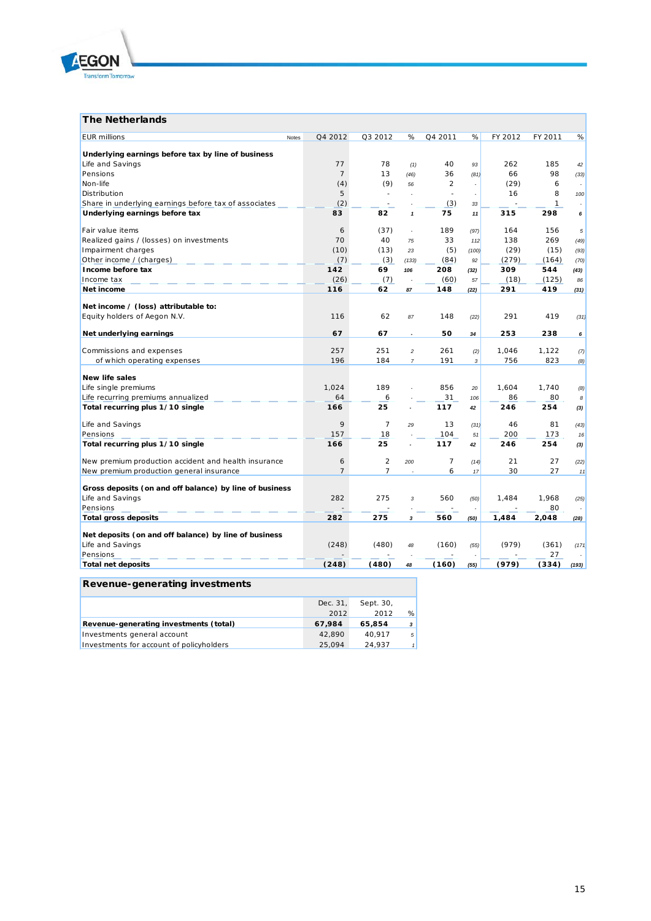## The Netherlands

| EUR millions | Notes | Q4 2012 | Q3 2012 | % | Q4 2011 | % | FY 2012 | FY 2011 | % |
|---|---|---|---|---|---|---|---|---|---|
| **Underlying earnings before tax by line of business** | | | | | | | | | |
| Life and Savings | | 77 | 78 | (1) | 40 | 93 | 262 | 185 | 42 |
| Pensions | | 7 | 13 | (46) | 36 | (81) | 66 | 98 | (33) |
| Non-life | | (4) | (9) | 56 | 2 | - | (29) | 6 | - |
| Distribution | | 5 | - | - | - | - | 16 | 8 | 100 |
| Share in underlying earnings before tax of associates | | (2) | - | - | (3) | 33 | - | 1 | - |
| **Underlying earnings before tax** | | **83** | **82** | **1** | **75** | **11** | **315** | **298** | **6** |
| | | | | | | | | | |
| Fair value items | | 6 | (37) | - | 189 | (97) | 164 | 156 | 5 |
| Realized gains / (losses) on investments | | 70 | 40 | 75 | 33 | 112 | 138 | 269 | (49) |
| Impairment charges | | (10) | (13) | 23 | (5) | (100) | (29) | (15) | (93) |
| Other income / (charges) | | (7) | (3) | (133) | (84) | 92 | (279) | (164) | (70) |
| **Income before tax** | | **142** | **69** | **106** | **208** | **(32)** | **309** | **544** | **(43)** |
| Income tax | | (26) | (7) | - | (60) | 57 | (18) | (125) | 86 |
| **Net income** | | **116** | **62** | **87** | **148** | **(22)** | **291** | **419** | **(31)** |
| | | | | | | | | | |
| **Net income / (loss) attributable to:** | | | | | | | | | |
| Equity holders of Aegon N.V. | | 116 | 62 | 87 | 148 | (22) | 291 | 419 | (31) |
| | | | | | | | | | |
| **Net underlying earnings** | | **67** | **67** | **-** | **50** | **34** | **253** | **238** | **6** |
| | | | | | | | | | |
| Commissions and expenses | | 257 | 251 | 2 | 261 | (2) | 1,046 | 1,122 | (7) |
| of which operating expenses | | 196 | 184 | 7 | 191 | 3 | 756 | 823 | (8) |
| | | | | | | | | | |
| **New life sales** | | | | | | | | | |
| Life single premiums | | 1,024 | 189 | - | 856 | 20 | 1,604 | 1,740 | (8) |
| Life recurring premiums annualized | | 64 | 6 | - | 31 | 106 | 86 | 80 | 8 |
| **Total recurring plus 1/10 single** | | **166** | **25** | **-** | **117** | **42** | **246** | **254** | **(3)** |
| | | | | | | | | | |
| Life and Savings | | 9 | 7 | 29 | 13 | (31) | 46 | 81 | (43) |
| Pensions | | 157 | 18 | - | 104 | 51 | 200 | 173 | 16 |
| **Total recurring plus 1/10 single** | | **166** | **25** | **-** | **117** | **42** | **246** | **254** | **(3)** |
| | | | | | | | | | |
| New premium production accident and health insurance | | 6 | 2 | 200 | 7 | (14) | 21 | 27 | (22) |
| New premium production general insurance | | 7 | 7 | - | 6 | 17 | 30 | 27 | 11 |
| | | | | | | | | | |
| **Gross deposits (on and off balance) by line of business** | | | | | | | | | |
| Life and Savings | | 282 | 275 | 3 | 560 | (50) | 1,484 | 1,968 | (25) |
| Pensions | | - | - | - | - | - | - | 80 | - |
| **Total gross deposits** | | **282** | **275** | **3** | **560** | **(50)** | **1,484** | **2,048** | **(28)** |
| | | | | | | | | | |
| **Net deposits (on and off balance) by line of business** | | | | | | | | | |
| Life and Savings | | (248) | (480) | 48 | (160) | (55) | (979) | (361) | (171) |
| Pensions | | - | - | - | - | - | - | 27 | - |
| **Total net deposits** | | **(248)** | **(480)** | **48** | **(160)** | **(55)** | **(979)** | **(334)** | **(193)** |

## Revenue-generating investments

| | Dec. 31, 2012 | Sept. 30, 2012 | % |
|---|---|---|---|
| **Revenue-generating investments (total)** | **67,984** | **65,854** | **3** |
| Investments general account | 42,890 | 40,917 | 5 |
| Investments for account of policyholders | 25,094 | 24,937 | 1 |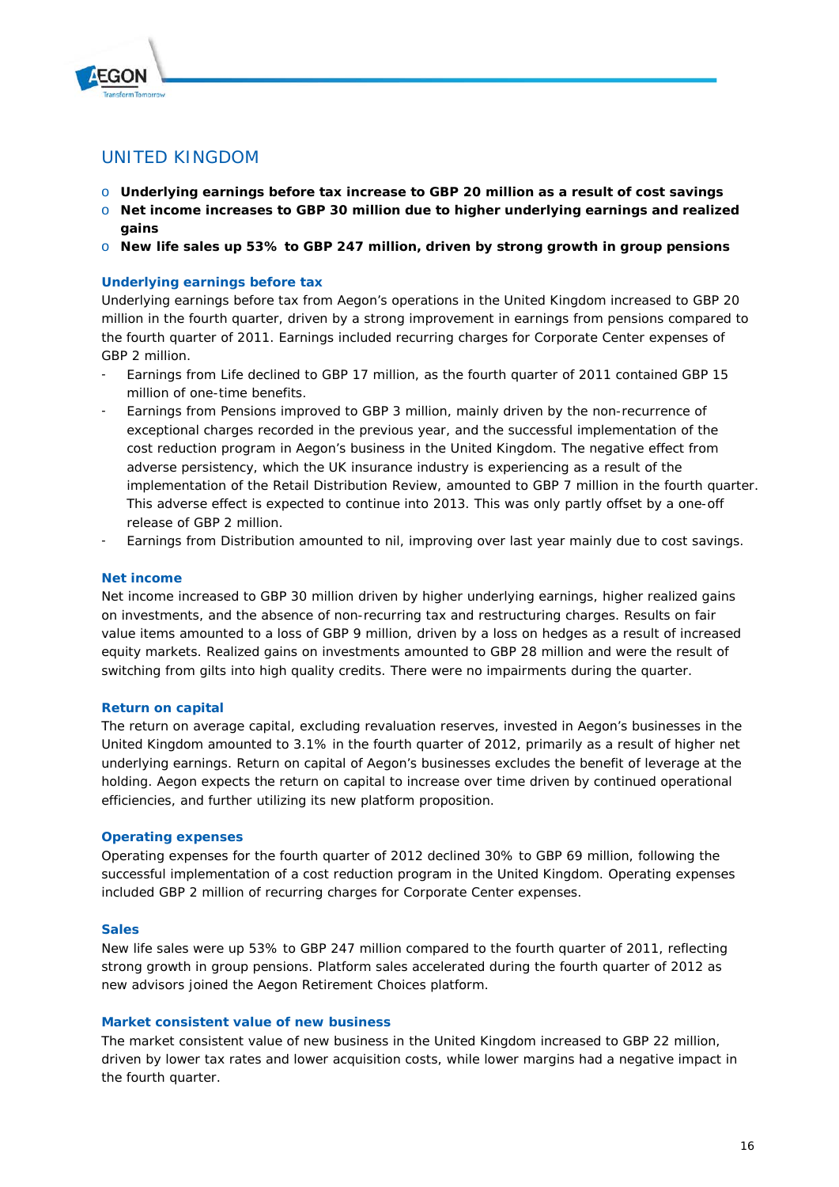## UNITED KINGDOM

- **Underlying earnings before tax increase to GBP 20 million as a result of cost savings**
- **Net income increases to GBP 30 million due to higher underlying earnings and realized gains**
- **New life sales up 53% to GBP 247 million, driven by strong growth in group pensions**

### Underlying earnings before tax

Underlying earnings before tax from Aegon's operations in the United Kingdom increased to GBP 20 million in the fourth quarter, driven by a strong improvement in earnings from pensions compared to the fourth quarter of 2011. Earnings included recurring charges for Corporate Center expenses of GBP 2 million.

- Earnings from Life declined to GBP 17 million, as the fourth quarter of 2011 contained GBP 15 million of one-time benefits.
- Earnings from Pensions improved to GBP 3 million, mainly driven by the non-recurrence of exceptional charges recorded in the previous year, and the successful implementation of the cost reduction program in Aegon's business in the United Kingdom. The negative effect from adverse persistency, which the UK insurance industry is experiencing as a result of the implementation of the Retail Distribution Review, amounted to GBP 7 million in the fourth quarter. This adverse effect is expected to continue into 2013. This was only partly offset by a one-off release of GBP 2 million.
- Earnings from Distribution amounted to nil, improving over last year mainly due to cost savings.

### Net income

Net income increased to GBP 30 million driven by higher underlying earnings, higher realized gains on investments, and the absence of non-recurring tax and restructuring charges. Results on fair value items amounted to a loss of GBP 9 million, driven by a loss on hedges as a result of increased equity markets. Realized gains on investments amounted to GBP 28 million and were the result of switching from gilts into high quality credits. There were no impairments during the quarter.

### Return on capital

The return on average capital, excluding revaluation reserves, invested in Aegon's businesses in the United Kingdom amounted to 3.1% in the fourth quarter of 2012, primarily as a result of higher net underlying earnings. Return on capital of Aegon's businesses excludes the benefit of leverage at the holding. Aegon expects the return on capital to increase over time driven by continued operational efficiencies, and further utilizing its new platform proposition.

### Operating expenses

Operating expenses for the fourth quarter of 2012 declined 30% to GBP 69 million, following the successful implementation of a cost reduction program in the United Kingdom. Operating expenses included GBP 2 million of recurring charges for Corporate Center expenses.

### Sales

New life sales were up 53% to GBP 247 million compared to the fourth quarter of 2011, reflecting strong growth in group pensions. Platform sales accelerated during the fourth quarter of 2012 as new advisors joined the Aegon Retirement Choices platform.

### Market consistent value of new business

The market consistent value of new business in the United Kingdom increased to GBP 22 million, driven by lower tax rates and lower acquisition costs, while lower margins had a negative impact in the fourth quarter.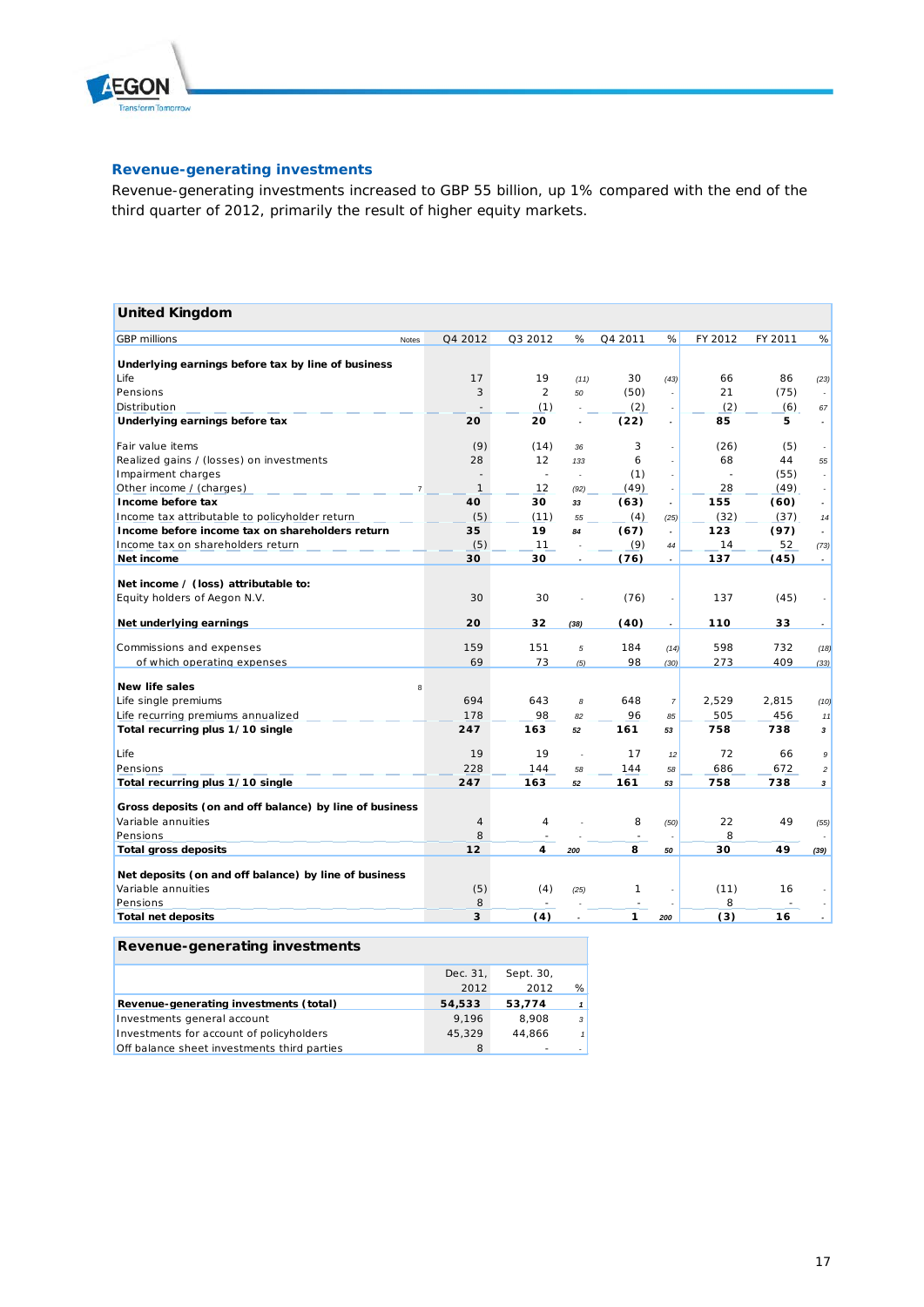## Revenue-generating investments

Revenue-generating investments increased to GBP 55 billion, up 1% compared with the end of the third quarter of 2012, primarily the result of higher equity markets.

### United Kingdom

| GBP millions | Notes | Q4 2012 | Q3 2012 | % | Q4 2011 | % | FY 2012 | FY 2011 | % |
|---|---|---|---|---|---|---|---|---|---|
| **Underlying earnings before tax by line of business** | | | | | | | | | |
| Life | | 17 | 19 | (11) | 30 | (43) | 66 | 86 | (23) |
| Pensions | | 3 | 2 | 50 | (50) | - | 21 | (75) | - |
| Distribution | | - | (1) | - | (2) | - | (2) | (6) | 67 |
| **Underlying earnings before tax** | | **20** | **20** | - | **(22)** | - | **85** | **5** | - |
| | | | | | | | | | |
| Fair value items | | (9) | (14) | 36 | 3 | - | (26) | (5) | - |
| Realized gains / (losses) on investments | | 28 | 12 | 133 | 6 | - | 68 | 44 | 55 |
| Impairment charges | | - | - | - | (1) | - | - | (55) | - |
| Other income / (charges) | 7 | 1 | 12 | (92) | (49) | - | 28 | (49) | - |
| **Income before tax** | | **40** | **30** | 33 | **(63)** | - | **155** | **(60)** | - |
| Income tax attributable to policyholder return | | (5) | (11) | 55 | (4) | (25) | (32) | (37) | 14 |
| **Income before income tax on shareholders return** | | **35** | **19** | 84 | **(67)** | - | **123** | **(97)** | - |
| Income tax on shareholders return | | (5) | 11 | - | (9) | 44 | 14 | 52 | (73) |
| **Net income** | | **30** | **30** | - | **(76)** | - | **137** | **(45)** | - |
| | | | | | | | | | |
| **Net income / (loss) attributable to:** | | | | | | | | | |
| Equity holders of Aegon N.V. | | 30 | 30 | - | (76) | - | 137 | (45) | - |
| | | | | | | | | | |
| **Net underlying earnings** | | **20** | **32** | (38) | **(40)** | - | **110** | **33** | - |
| | | | | | | | | | |
| Commissions and expenses | | 159 | 151 | 5 | 184 | (14) | 598 | 732 | (18) |
| of which operating expenses | | 69 | 73 | (5) | 98 | (30) | 273 | 409 | (33) |
| | | | | | | | | | |
| **New life sales** | 8 | | | | | | | | |
| Life single premiums | | 694 | 643 | 8 | 648 | 7 | 2,529 | 2,815 | (10) |
| Life recurring premiums annualized | | 178 | 98 | 82 | 96 | 85 | 505 | 456 | 11 |
| **Total recurring plus 1/10 single** | | **247** | **163** | 52 | **161** | 53 | **758** | **738** | 3 |
| | | | | | | | | | |
| Life | | 19 | 19 | - | 17 | 12 | 72 | 66 | 9 |
| Pensions | | 228 | 144 | 58 | 144 | 58 | 686 | 672 | 2 |
| **Total recurring plus 1/10 single** | | **247** | **163** | 52 | **161** | 53 | **758** | **738** | 3 |
| | | | | | | | | | |
| **Gross deposits (on and off balance) by line of business** | | | | | | | | | |
| Variable annuities | | 4 | 4 | - | 8 | (50) | 22 | 49 | (55) |
| Pensions | | 8 | - | - | - | - | 8 | - | - |
| **Total gross deposits** | | **12** | **4** | 200 | **8** | 50 | **30** | **49** | (39) |
| | | | | | | | | | |
| **Net deposits (on and off balance) by line of business** | | | | | | | | | |
| Variable annuities | | (5) | (4) | (25) | 1 | - | (11) | 16 | - |
| Pensions | | 8 | - | - | - | - | 8 | - | - |
| **Total net deposits** | | **3** | **(4)** | - | **1** | 200 | **(3)** | **16** | - |

### Revenue-generating investments

| | Dec. 31, 2012 | Sept. 30, 2012 | % |
|---|---|---|---|
| **Revenue-generating investments (total)** | **54,533** | **53,774** | 1 |
| Investments general account | 9,196 | 8,908 | 3 |
| Investments for account of policyholders | 45,329 | 44,866 | 1 |
| Off balance sheet investments third parties | 8 | - | - |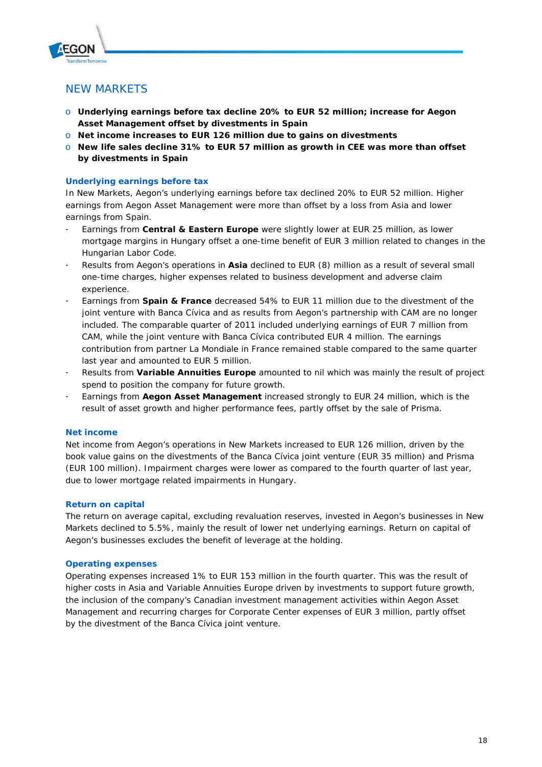## NEW MARKETS

- **Underlying earnings before tax decline 20% to EUR 52 million; increase for Aegon Asset Management offset by divestments in Spain**
- **Net income increases to EUR 126 million due to gains on divestments**
- **New life sales decline 31% to EUR 57 million as growth in CEE was more than offset by divestments in Spain**

### Underlying earnings before tax

In New Markets, Aegon's underlying earnings before tax declined 20% to EUR 52 million. Higher earnings from Aegon Asset Management were more than offset by a loss from Asia and lower earnings from Spain.

- Earnings from **Central & Eastern Europe** were slightly lower at EUR 25 million, as lower mortgage margins in Hungary offset a one-time benefit of EUR 3 million related to changes in the Hungarian Labor Code.
- Results from Aegon's operations in **Asia** declined to EUR (8) million as a result of several small one-time charges, higher expenses related to business development and adverse claim experience.
- Earnings from **Spain & France** decreased 54% to EUR 11 million due to the divestment of the joint venture with Banca Cívica and as results from Aegon's partnership with CAM are no longer included. The comparable quarter of 2011 included underlying earnings of EUR 7 million from CAM, while the joint venture with Banca Cívica contributed EUR 4 million. The earnings contribution from partner La Mondiale in France remained stable compared to the same quarter last year and amounted to EUR 5 million.
- Results from **Variable Annuities Europe** amounted to nil which was mainly the result of project spend to position the company for future growth.
- Earnings from **Aegon Asset Management** increased strongly to EUR 24 million, which is the result of asset growth and higher performance fees, partly offset by the sale of Prisma.

### Net income

Net income from Aegon's operations in New Markets increased to EUR 126 million, driven by the book value gains on the divestments of the Banca Cívica joint venture (EUR 35 million) and Prisma (EUR 100 million). Impairment charges were lower as compared to the fourth quarter of last year, due to lower mortgage related impairments in Hungary.

### Return on capital

The return on average capital, excluding revaluation reserves, invested in Aegon's businesses in New Markets declined to 5.5%, mainly the result of lower net underlying earnings. Return on capital of Aegon's businesses excludes the benefit of leverage at the holding.

### Operating expenses

Operating expenses increased 1% to EUR 153 million in the fourth quarter. This was the result of higher costs in Asia and Variable Annuities Europe driven by investments to support future growth, the inclusion of the company's Canadian investment management activities within Aegon Asset Management and recurring charges for Corporate Center expenses of EUR 3 million, partly offset by the divestment of the Banca Cívica joint venture.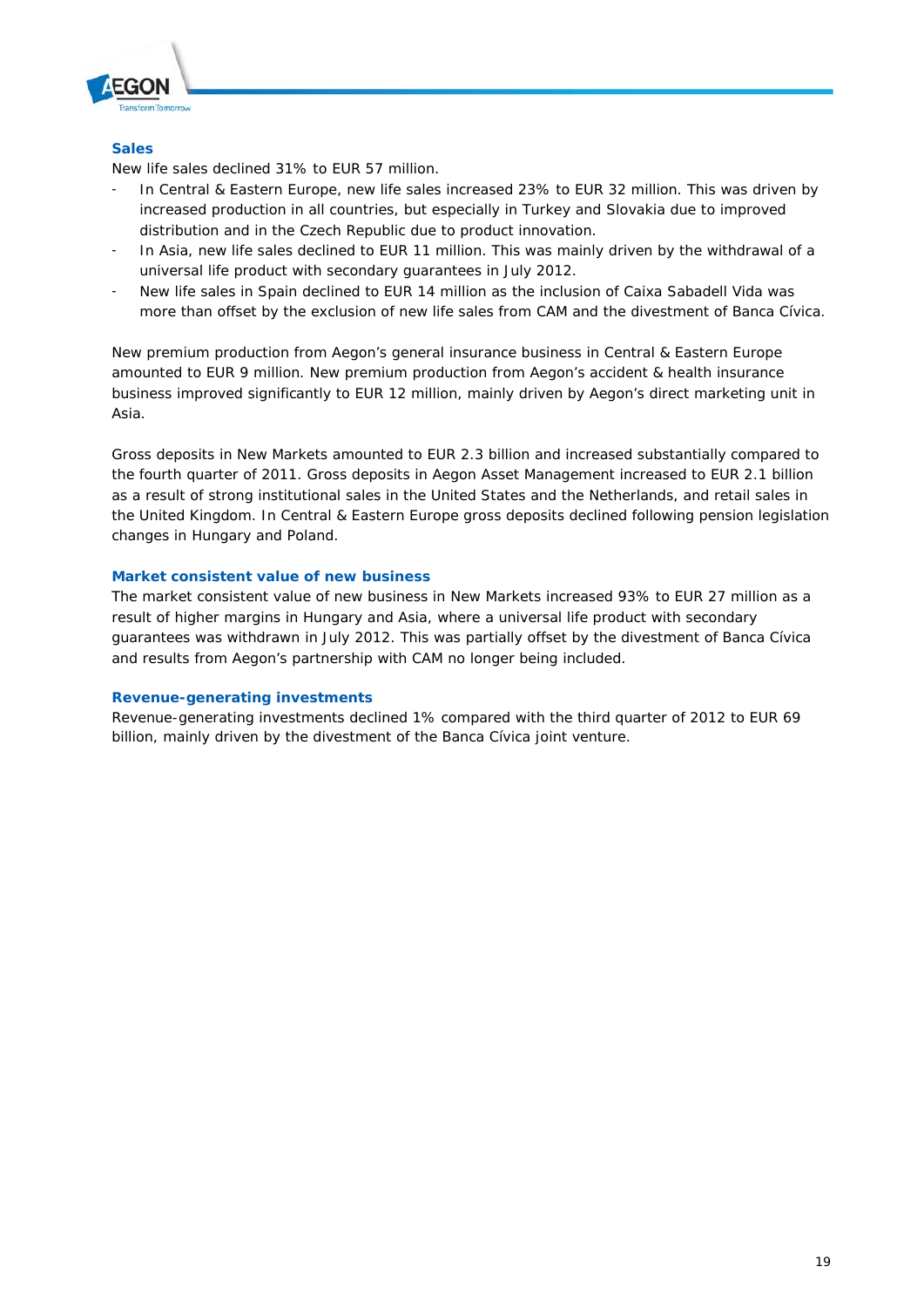### Sales

New life sales declined 31% to EUR 57 million.

- In Central & Eastern Europe, new life sales increased 23% to EUR 32 million. This was driven by increased production in all countries, but especially in Turkey and Slovakia due to improved distribution and in the Czech Republic due to product innovation.
- In Asia, new life sales declined to EUR 11 million. This was mainly driven by the withdrawal of a universal life product with secondary guarantees in July 2012.
- New life sales in Spain declined to EUR 14 million as the inclusion of Caixa Sabadell Vida was more than offset by the exclusion of new life sales from CAM and the divestment of Banca Cívica.

New premium production from Aegon's general insurance business in Central & Eastern Europe amounted to EUR 9 million. New premium production from Aegon's accident & health insurance business improved significantly to EUR 12 million, mainly driven by Aegon's direct marketing unit in Asia.

Gross deposits in New Markets amounted to EUR 2.3 billion and increased substantially compared to the fourth quarter of 2011. Gross deposits in Aegon Asset Management increased to EUR 2.1 billion as a result of strong institutional sales in the United States and the Netherlands, and retail sales in the United Kingdom. In Central & Eastern Europe gross deposits declined following pension legislation changes in Hungary and Poland.

### Market consistent value of new business

The market consistent value of new business in New Markets increased 93% to EUR 27 million as a result of higher margins in Hungary and Asia, where a universal life product with secondary guarantees was withdrawn in July 2012. This was partially offset by the divestment of Banca Cívica and results from Aegon's partnership with CAM no longer being included.

### Revenue-generating investments

Revenue-generating investments declined 1% compared with the third quarter of 2012 to EUR 69 billion, mainly driven by the divestment of the Banca Cívica joint venture.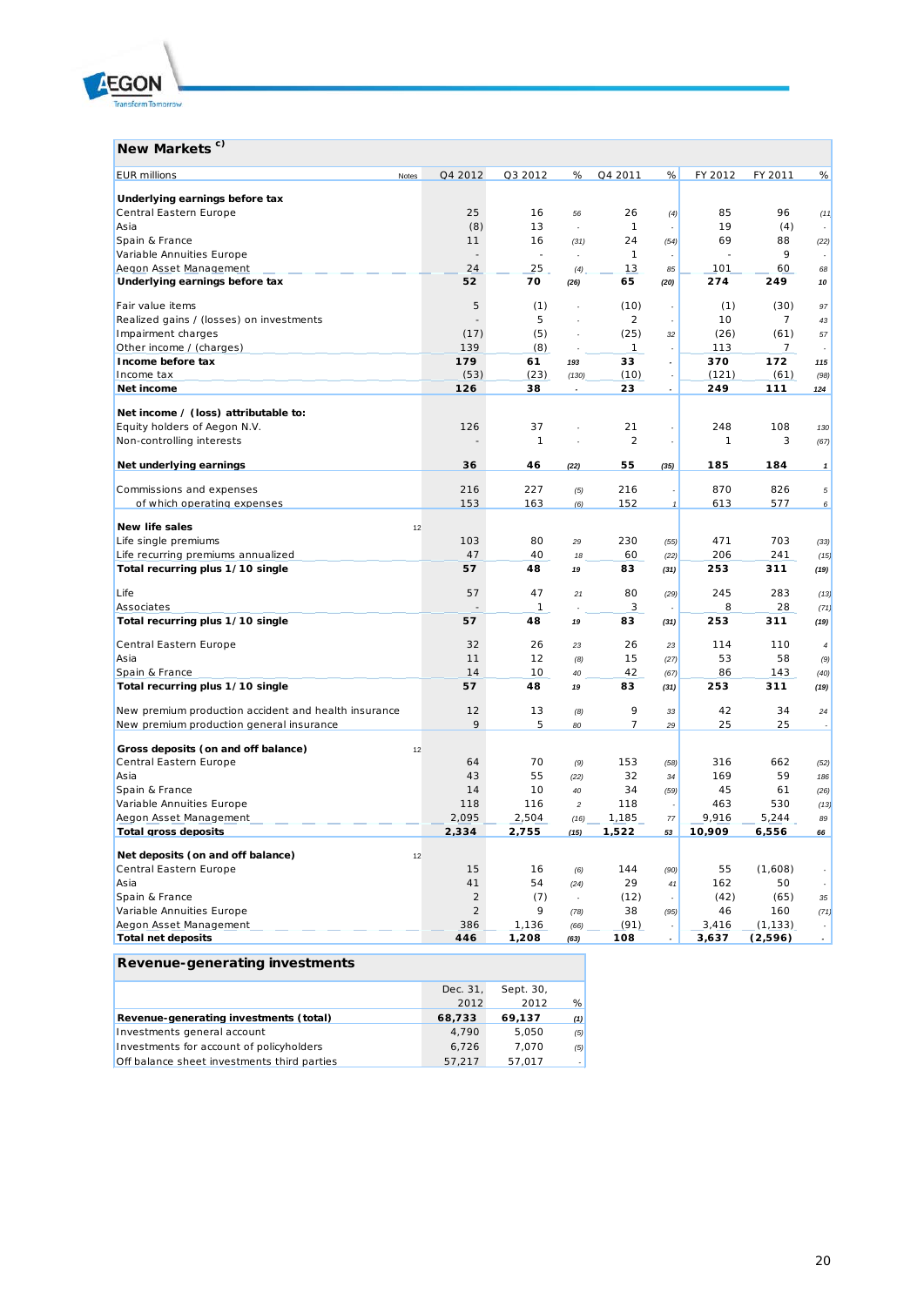## New Markets [c)]

| EUR millions | Notes | Q4 2012 | Q3 2012 | % | Q4 2011 | % | FY 2012 | FY 2011 | % |
|---|---|---|---|---|---|---|---|---|---|
| **Underlying earnings before tax** | | | | | | | | | |
| Central Eastern Europe | | 25 | 16 | 56 | 26 | (4) | 85 | 96 | (11) |
| Asia | | (8) | 13 | - | 1 | - | 19 | (4) | - |
| Spain & France | | 11 | 16 | (31) | 24 | (54) | 69 | 88 | (22) |
| Variable Annuities Europe | | - | - | - | 1 | - | - | 9 | - |
| Aegon Asset Management | | 24 | 25 | (4) | 13 | 85 | 101 | 60 | 68 |
| **Underlying earnings before tax** | | **52** | **70** | **(26)** | **65** | **(20)** | **274** | **249** | **10** |
| Fair value items | | 5 | (1) | - | (10) | - | (1) | (30) | 97 |
| Realized gains / (losses) on investments | | - | 5 | - | 2 | - | 10 | 7 | 43 |
| Impairment charges | | (17) | (5) | - | (25) | 32 | (26) | (61) | 57 |
| Other income / (charges) | | 139 | (8) | - | 1 | - | 113 | 7 | - |
| **Income before tax** | | **179** | **61** | **193** | **33** | **-** | **370** | **172** | **115** |
| Income tax | | (53) | (23) | (130) | (10) | - | (121) | (61) | (98) |
| **Net income** | | **126** | **38** | **-** | **23** | **-** | **249** | **111** | **124** |
| **Net income / (loss) attributable to:** | | | | | | | | | |
| Equity holders of Aegon N.V. | | 126 | 37 | - | 21 | - | 248 | 108 | 130 |
| Non-controlling interests | | - | 1 | - | 2 | - | 1 | 3 | (67) |
| **Net underlying earnings** | | **36** | **46** | **(22)** | **55** | **(35)** | **185** | **184** | **1** |
| Commissions and expenses | | 216 | 227 | (5) | 216 | - | 870 | 826 | 5 |
| of which operating expenses | | 153 | 163 | (6) | 152 | 1 | 613 | 577 | 6 |
| **New life sales** | 12 | | | | | | | | |
| Life single premiums | | 103 | 80 | 29 | 230 | (55) | 471 | 703 | (33) |
| Life recurring premiums annualized | | 47 | 40 | 18 | 60 | (22) | 206 | 241 | (15) |
| **Total recurring plus 1/10 single** | | **57** | **48** | **19** | **83** | **(31)** | **253** | **311** | **(19)** |
| Life | | 57 | 47 | 21 | 80 | (29) | 245 | 283 | (13) |
| Associates | | - | 1 | - | 3 | - | 8 | 28 | (71) |
| **Total recurring plus 1/10 single** | | **57** | **48** | **19** | **83** | **(31)** | **253** | **311** | **(19)** |
| Central Eastern Europe | | 32 | 26 | 23 | 26 | 23 | 114 | 110 | 4 |
| Asia | | 11 | 12 | (8) | 15 | (27) | 53 | 58 | (9) |
| Spain & France | | 14 | 10 | 40 | 42 | (67) | 86 | 143 | (40) |
| **Total recurring plus 1/10 single** | | **57** | **48** | **19** | **83** | **(31)** | **253** | **311** | **(19)** |
| New premium production accident and health insurance | | 12 | 13 | (8) | 9 | 33 | 42 | 34 | 24 |
| New premium production general insurance | | 9 | 5 | 80 | 7 | 29 | 25 | 25 | - |
| **Gross deposits (on and off balance)** | 12 | | | | | | | | |
| Central Eastern Europe | | 64 | 70 | (9) | 153 | (58) | 316 | 662 | (52) |
| Asia | | 43 | 55 | (22) | 32 | 34 | 169 | 59 | 186 |
| Spain & France | | 14 | 10 | 40 | 34 | (59) | 45 | 61 | (26) |
| Variable Annuities Europe | | 118 | 116 | 2 | 118 | - | 463 | 530 | (13) |
| Aegon Asset Management | | 2,095 | 2,504 | (16) | 1,185 | 77 | 9,916 | 5,244 | 89 |
| **Total gross deposits** | | **2,334** | **2,755** | **(15)** | **1,522** | **53** | **10,909** | **6,556** | **66** |
| **Net deposits (on and off balance)** | 12 | | | | | | | | |
| Central Eastern Europe | | 15 | 16 | (6) | 144 | (90) | 55 | (1,608) | - |
| Asia | | 41 | 54 | (24) | 29 | 41 | 162 | 50 | - |
| Spain & France | | 2 | (7) | - | (12) | - | (42) | (65) | 35 |
| Variable Annuities Europe | | 2 | 9 | (78) | 38 | (95) | 46 | 160 | (71) |
| Aegon Asset Management | | 386 | 1,136 | (66) | (91) | - | 3,416 | (1,133) | - |
| **Total net deposits** | | **446** | **1,208** | **(63)** | **108** | **-** | **3,637** | **(2,596)** | **-** |

## Revenue-generating investments

| | Dec. 31, 2012 | Sept. 30, 2012 | % |
|---|---|---|---|
| **Revenue-generating investments (total)** | **68,733** | **69,137** | **(1)** |
| Investments general account | 4,790 | 5,050 | (5) |
| Investments for account of policyholders | 6,726 | 7,070 | (5) |
| Off balance sheet investments third parties | 57,217 | 57,017 | - |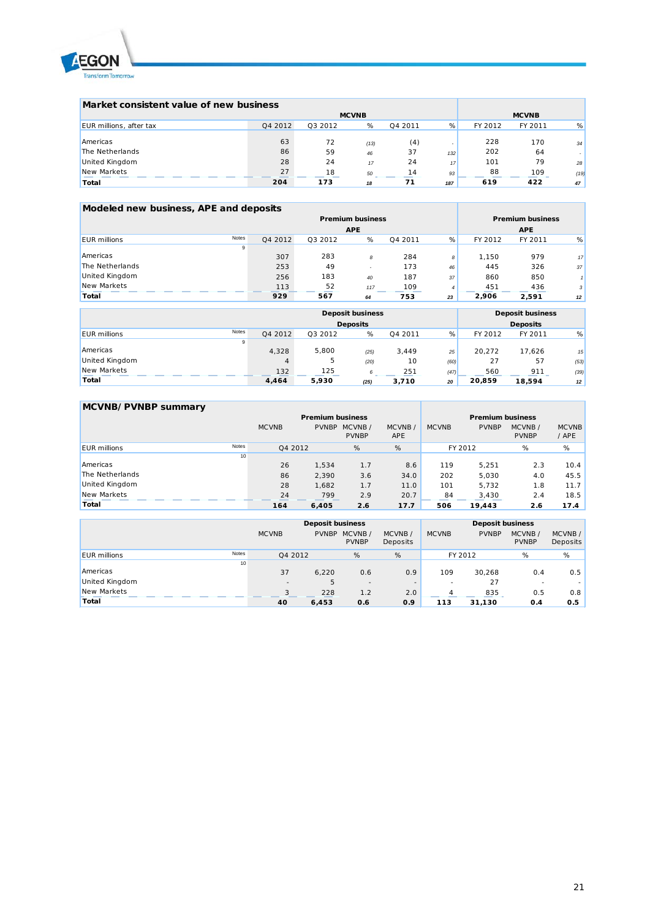## Market consistent value of new business

| EUR millions, after tax | MCVNB | | | | | MCVNB | | |
|---|---|---|---|---|---|---|---|---|
| | Q4 2012 | Q3 2012 | % | Q4 2011 | % | FY 2012 | FY 2011 | % |
| Americas | 63 | 72 | (13) | (4) | - | 228 | 170 | 34 |
| The Netherlands | 86 | 59 | 46 | 37 | 132 | 202 | 64 | - |
| United Kingdom | 28 | 24 | 17 | 24 | 17 | 101 | 79 | 28 |
| New Markets | 27 | 18 | 50 | 14 | 93 | 88 | 109 | (19) |
| **Total** | **204** | **173** | **18** | **71** | **187** | **619** | **422** | **47** |

## Modeled new business, APE and deposits

| EUR millions | Notes | Premium business APE | | | | | Premium business APE | | |
|---|---|---|---|---|---|---|---|---|---|
| | | Q4 2012 | Q3 2012 | % | Q4 2011 | % | FY 2012 | FY 2011 | % |
| | 9 | | | | | | | | |
| Americas | | 307 | 283 | 8 | 284 | 8 | 1,150 | 979 | 17 |
| The Netherlands | | 253 | 49 | - | 173 | 46 | 445 | 326 | 37 |
| United Kingdom | | 256 | 183 | 40 | 187 | 37 | 860 | 850 | 1 |
| New Markets | | 113 | 52 | 117 | 109 | 4 | 451 | 436 | 3 |
| **Total** | | **929** | **567** | **64** | **753** | **23** | **2,906** | **2,591** | **12** |

| EUR millions | Notes | Deposit business Deposits | | | | | Deposit business Deposits | | |
|---|---|---|---|---|---|---|---|---|---|
| | | Q4 2012 | Q3 2012 | % | Q4 2011 | % | FY 2012 | FY 2011 | % |
| | 9 | | | | | | | | |
| Americas | | 4,328 | 5,800 | (25) | 3,449 | 25 | 20,272 | 17,626 | 15 |
| United Kingdom | | 4 | 5 | (20) | 10 | (60) | 27 | 57 | (53) |
| New Markets | | 132 | 125 | 6 | 251 | (47) | 560 | 911 | (39) |
| **Total** | | **4,464** | **5,930** | **(25)** | **3,710** | **20** | **20,859** | **18,594** | **12** |

## MCVNB/ PVNBP summary

| | | Premium business | | | | Premium business | | | |
|---|---|---|---|---|---|---|---|---|---|
| | | MCVNB | PVNBP | MCVNB / PVNBP | MCVNB / APE | MCVNB | PVNBP | MCVNB / PVNBP | MCVNB / APE |
| EUR millions | Notes | Q4 2012 | | % | % | FY 2012 | | % | % |
| | 10 | | | | | | | | |
| Americas | | 26 | 1,534 | 1.7 | 8.6 | 119 | 5,251 | 2.3 | 10.4 |
| The Netherlands | | 86 | 2,390 | 3.6 | 34.0 | 202 | 5,030 | 4.0 | 45.5 |
| United Kingdom | | 28 | 1,682 | 1.7 | 11.0 | 101 | 5,732 | 1.8 | 11.7 |
| New Markets | | 24 | 799 | 2.9 | 20.7 | 84 | 3,430 | 2.4 | 18.5 |
| **Total** | | **164** | **6,405** | **2.6** | **17.7** | **506** | **19,443** | **2.6** | **17.4** |

| | | Deposit business | | | | Deposit business | | | |
|---|---|---|---|---|---|---|---|---|---|
| | | MCVNB | PVNBP | MCVNB / PVNBP | MCVNB / Deposits | MCVNB | PVNBP | MCVNB / PVNBP | MCVNB / Deposits |
| EUR millions | Notes | Q4 2012 | | % | % | FY 2012 | | % | % |
| | 10 | | | | | | | | |
| Americas | | 37 | 6,220 | 0.6 | 0.9 | 109 | 30,268 | 0.4 | 0.5 |
| United Kingdom | | - | 5 | - | - | - | 27 | - | - |
| New Markets | | 3 | 228 | 1.2 | 2.0 | 4 | 835 | 0.5 | 0.8 |
| **Total** | | **40** | **6,453** | **0.6** | **0.9** | **113** | **31,130** | **0.4** | **0.5** |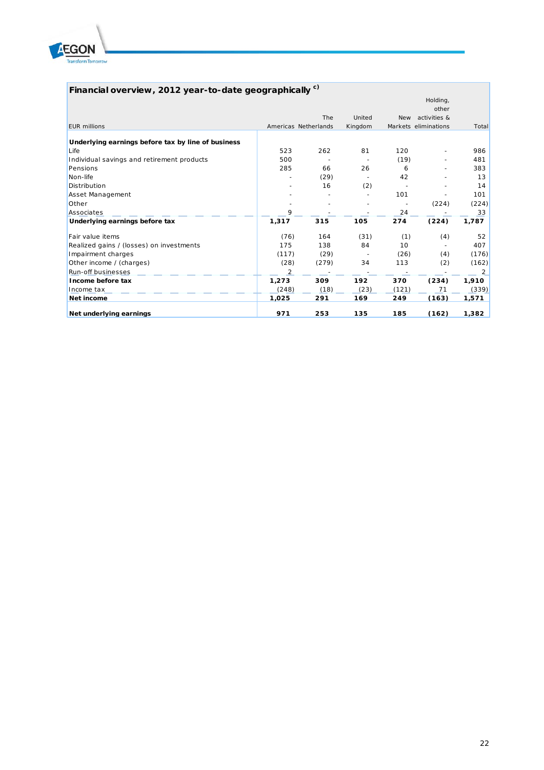## Financial overview, 2012 year-to-date geographically [c)]

| EUR millions | Americas | The Netherlands | United Kingdom | New Markets | Holding, other activities & eliminations | Total |
|---|---|---|---|---|---|---|
| **Underlying earnings before tax by line of business** | | | | | | |
| Life | 523 | 262 | 81 | 120 | - | 986 |
| Individual savings and retirement products | 500 | - | - | (19) | - | 481 |
| Pensions | 285 | 66 | 26 | 6 | - | 383 |
| Non-life | - | (29) | - | 42 | - | 13 |
| Distribution | - | 16 | (2) | - | - | 14 |
| Asset Management | - | - | - | 101 | - | 101 |
| Other | - | - | - | - | (224) | (224) |
| Associates | 9 | - | - | 24 | - | 33 |
| **Underlying earnings before tax** | **1,317** | **315** | **105** | **274** | **(224)** | **1,787** |
| Fair value items | (76) | 164 | (31) | (1) | (4) | 52 |
| Realized gains / (losses) on investments | 175 | 138 | 84 | 10 | - | 407 |
| Impairment charges | (117) | (29) | - | (26) | (4) | (176) |
| Other income / (charges) | (28) | (279) | 34 | 113 | (2) | (162) |
| Run-off businesses | 2 | - | - | - | - | 2 |
| **Income before tax** | **1,273** | **309** | **192** | **370** | **(234)** | **1,910** |
| Income tax | (248) | (18) | (23) | (121) | 71 | (339) |
| **Net income** | **1,025** | **291** | **169** | **249** | **(163)** | **1,571** |
| **Net underlying earnings** | **971** | **253** | **135** | **185** | **(162)** | **1,382** |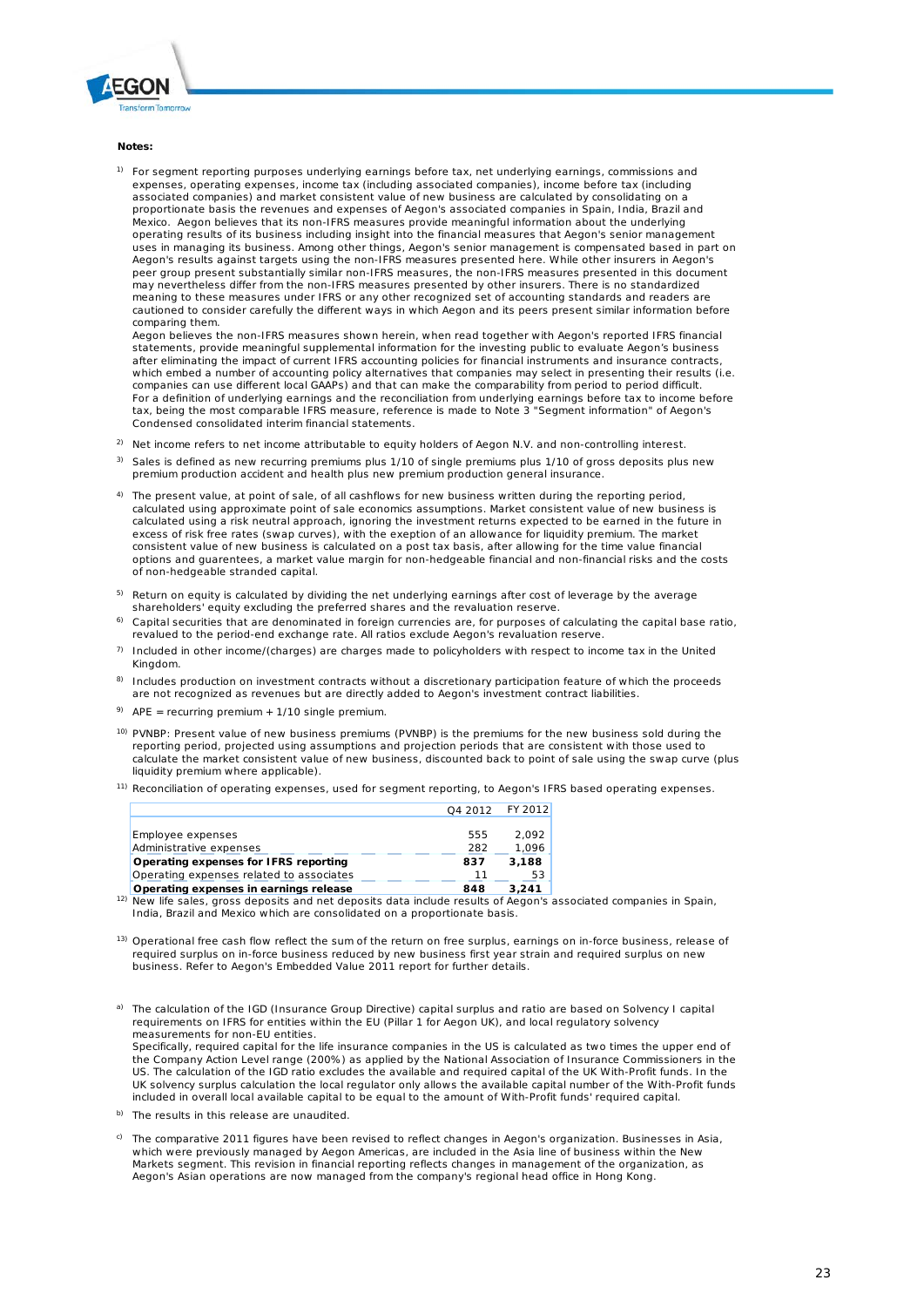**Notes:**

[1)] For segment reporting purposes underlying earnings before tax, net underlying earnings, commissions and expenses, operating expenses, income tax (including associated companies), income before tax (including associated companies) and market consistent value of new business are calculated by consolidating on a proportionate basis the revenues and expenses of Aegon's associated companies in Spain, India, Brazil and Mexico. Aegon believes that its non-IFRS measures provide meaningful information about the underlying operating results of its business including insight into the financial measures that Aegon's senior management uses in managing its business. Among other things, Aegon's senior management is compensated based in part on Aegon's results against targets using the non-IFRS measures presented here. While other insurers in Aegon's peer group present substantially similar non-IFRS measures, the non-IFRS measures presented in this document may nevertheless differ from the non-IFRS measures presented by other insurers. There is no standardized meaning to these measures under IFRS or any other recognized set of accounting standards and readers are cautioned to consider carefully the different ways in which Aegon and its peers present similar information before comparing them.
Aegon believes the non-IFRS measures shown herein, when read together with Aegon's reported IFRS financial statements, provide meaningful supplemental information for the investing public to evaluate Aegon's business after eliminating the impact of current IFRS accounting policies for financial instruments and insurance contracts, which embed a number of accounting policy alternatives that companies may select in presenting their results (i.e. companies can use different local GAAPs) and that can make the comparability from period to period difficult.
For a definition of underlying earnings and the reconciliation from underlying earnings before tax to income before tax, being the most comparable IFRS measure, reference is made to Note 3 "Segment information" of Aegon's Condensed consolidated interim financial statements.

[2)] Net income refers to net income attributable to equity holders of Aegon N.V. and non-controlling interest.

[3)] Sales is defined as new recurring premiums plus 1/10 of single premiums plus 1/10 of gross deposits plus new premium production accident and health plus new premium production general insurance.

[4)] The present value, at point of sale, of all cashflows for new business written during the reporting period, calculated using approximate point of sale economics assumptions. Market consistent value of new business is calculated using a risk neutral approach, ignoring the investment returns expected to be earned in the future in excess of risk free rates (swap curves), with the exeption of an allowance for liquidity premium. The market consistent value of new business is calculated on a post tax basis, after allowing for the time value financial options and guarentees, a market value margin for non-hedgeable financial and non-financial risks and the costs of non-hedgeable stranded capital.

[5)] Return on equity is calculated by dividing the net underlying earnings after cost of leverage by the average shareholders' equity excluding the preferred shares and the revaluation reserve.

[6)] Capital securities that are denominated in foreign currencies are, for purposes of calculating the capital base ratio, revalued to the period-end exchange rate. All ratios exclude Aegon's revaluation reserve.

[7)] Included in other income/(charges) are charges made to policyholders with respect to income tax in the United Kingdom.

[8)] Includes production on investment contracts without a discretionary participation feature of which the proceeds are not recognized as revenues but are directly added to Aegon's investment contract liabilities.

[9)] APE = recurring premium + 1/10 single premium.

[10)] PVNBP: Present value of new business premiums (PVNBP) is the premiums for the new business sold during the reporting period, projected using assumptions and projection periods that are consistent with those used to calculate the market consistent value of new business, discounted back to point of sale using the swap curve (plus liquidity premium where applicable).

[11)] Reconciliation of operating expenses, used for segment reporting, to Aegon's IFRS based operating expenses.

| | Q4 2012 | FY 2012 |
|---|---|---|
| Employee expenses | 555 | 2,092 |
| Administrative expenses | 282 | 1,096 |
| **Operating expenses for IFRS reporting** | **837** | **3,188** |
| Operating expenses related to associates | 11 | 53 |
| **Operating expenses in earnings release** | **848** | **3,241** |

[12)] New life sales, gross deposits and net deposits data include results of Aegon's associated companies in Spain, India, Brazil and Mexico which are consolidated on a proportionate basis.

[13)] Operational free cash flow reflect the sum of the return on free surplus, earnings on in-force business, release of required surplus on in-force business reduced by new business first year strain and required surplus on new business. Refer to Aegon's Embedded Value 2011 report for further details.

[a)] The calculation of the IGD (Insurance Group Directive) capital surplus and ratio are based on Solvency I capital requirements on IFRS for entities within the EU (Pillar 1 for Aegon UK), and local regulatory solvency measurements for non-EU entities.
Specifically, required capital for the life insurance companies in the US is calculated as two times the upper end of the Company Action Level range (200%) as applied by the National Association of Insurance Commissioners in the US. The calculation of the IGD ratio excludes the available and required capital of the UK With-Profit funds. In the UK solvency surplus calculation the local regulator only allows the available capital number of the With-Profit funds included in overall local available capital to be equal to the amount of With-Profit funds' required capital.

[b)] The results in this release are unaudited.

[c)] The comparative 2011 figures have been revised to reflect changes in Aegon's organization. Businesses in Asia, which were previously managed by Aegon Americas, are included in the Asia line of business within the New Markets segment. This revision in financial reporting reflects changes in management of the organization, as Aegon's Asian operations are now managed from the company's regional head office in Hong Kong.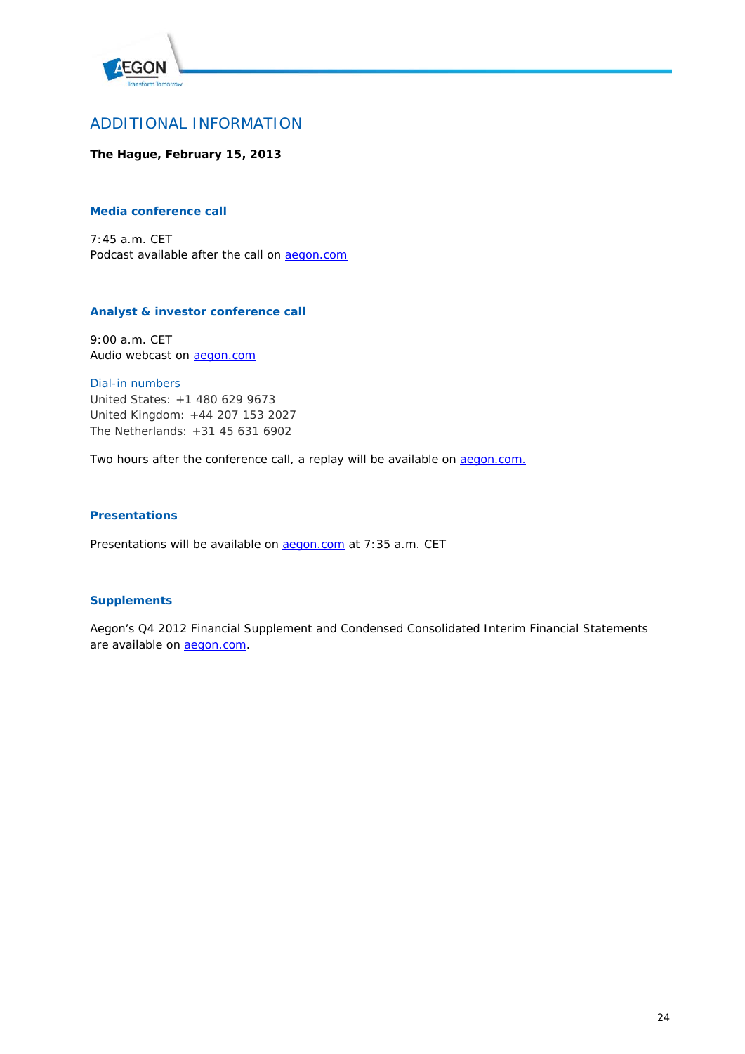## ADDITIONAL INFORMATION

**The Hague, February 15, 2013**

### Media conference call

7:45 a.m. CET
Podcast available after the call on aegon.com

### Analyst & investor conference call

9:00 a.m. CET
Audio webcast on aegon.com

Dial-in numbers
United States: +1 480 629 9673
United Kingdom: +44 207 153 2027
The Netherlands: +31 45 631 6902

Two hours after the conference call, a replay will be available on aegon.com.

### Presentations

Presentations will be available on aegon.com at 7:35 a.m. CET

### Supplements

Aegon's Q4 2012 Financial Supplement and Condensed Consolidated Interim Financial Statements are available on aegon.com.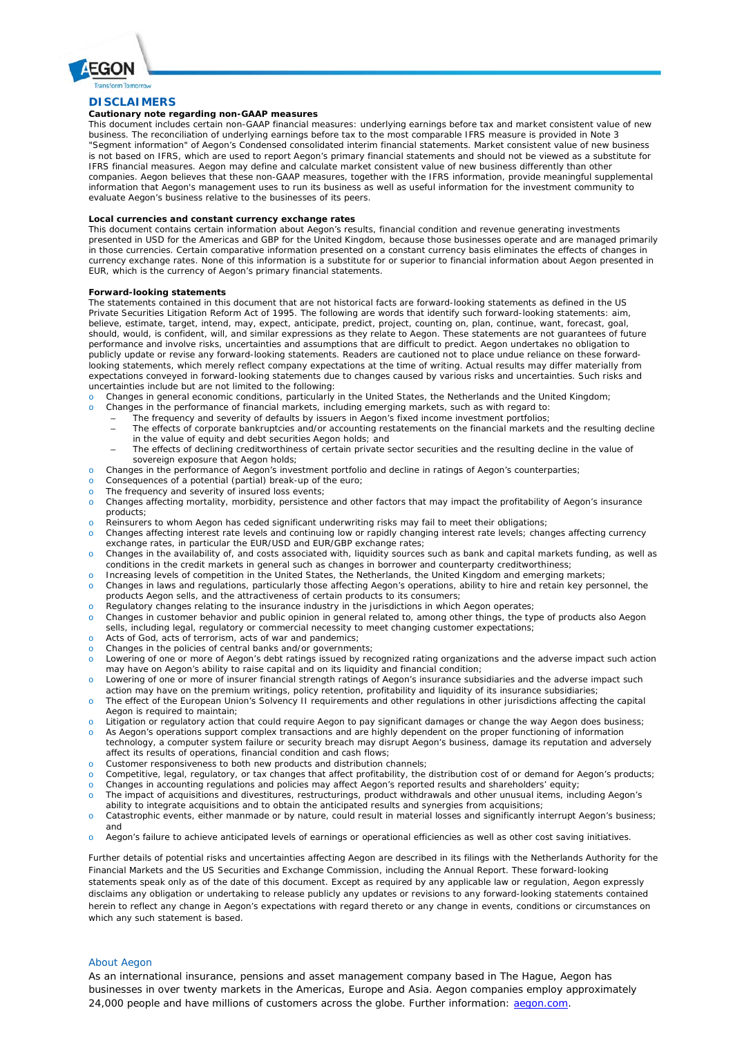## DISCLAIMERS

**Cautionary note regarding non-GAAP measures**

This document includes certain non-GAAP financial measures: underlying earnings before tax and market consistent value of new business. The reconciliation of underlying earnings before tax to the most comparable IFRS measure is provided in Note 3 "Segment information" of Aegon's Condensed consolidated interim financial statements. Market consistent value of new business is not based on IFRS, which are used to report Aegon's primary financial statements and should not be viewed as a substitute for IFRS financial measures. Aegon may define and calculate market consistent value of new business differently than other companies. Aegon believes that these non-GAAP measures, together with the IFRS information, provide meaningful supplemental information that Aegon's management uses to run its business as well as useful information for the investment community to evaluate Aegon's business relative to the businesses of its peers.

**Local currencies and constant currency exchange rates**

This document contains certain information about Aegon's results, financial condition and revenue generating investments presented in USD for the Americas and GBP for the United Kingdom, because those businesses operate and are managed primarily in those currencies. Certain comparative information presented on a constant currency basis eliminates the effects of changes in currency exchange rates. None of this information is a substitute for or superior to financial information about Aegon presented in EUR, which is the currency of Aegon's primary financial statements.

**Forward-looking statements**

The statements contained in this document that are not historical facts are forward-looking statements as defined in the US Private Securities Litigation Reform Act of 1995. The following are words that identify such forward-looking statements: aim, believe, estimate, target, intend, may, expect, anticipate, predict, project, counting on, plan, continue, want, forecast, goal, should, would, is confident, will, and similar expressions as they relate to Aegon. These statements are not guarantees of future performance and involve risks, uncertainties and assumptions that are difficult to predict. Aegon undertakes no obligation to publicly update or revise any forward-looking statements. Readers are cautioned not to place undue reliance on these forward-looking statements, which merely reflect company expectations at the time of writing. Actual results may differ materially from expectations conveyed in forward-looking statements due to changes caused by various risks and uncertainties. Such risks and uncertainties include but are not limited to the following:

- Changes in general economic conditions, particularly in the United States, the Netherlands and the United Kingdom;
- Changes in the performance of financial markets, including emerging markets, such as with regard to:
  - The frequency and severity of defaults by issuers in Aegon's fixed income investment portfolios;
  - The effects of corporate bankruptcies and/or accounting restatements on the financial markets and the resulting decline in the value of equity and debt securities Aegon holds; and
  - The effects of declining creditworthiness of certain private sector securities and the resulting decline in the value of sovereign exposure that Aegon holds;
- Changes in the performance of Aegon's investment portfolio and decline in ratings of Aegon's counterparties;
- Consequences of a potential (partial) break-up of the euro;
- The frequency and severity of insured loss events;
- Changes affecting mortality, morbidity, persistence and other factors that may impact the profitability of Aegon's insurance products;
- Reinsurers to whom Aegon has ceded significant underwriting risks may fail to meet their obligations;
- Changes affecting interest rate levels and continuing low or rapidly changing interest rate levels; changes affecting currency exchange rates, in particular the EUR/USD and EUR/GBP exchange rates;
- Changes in the availability of, and costs associated with, liquidity sources such as bank and capital markets funding, as well as conditions in the credit markets in general such as changes in borrower and counterparty creditworthiness;
- Increasing levels of competition in the United States, the Netherlands, the United Kingdom and emerging markets;
- Changes in laws and regulations, particularly those affecting Aegon's operations, ability to hire and retain key personnel, the products Aegon sells, and the attractiveness of certain products to its consumers;
- Regulatory changes relating to the insurance industry in the jurisdictions in which Aegon operates;
- Changes in customer behavior and public opinion in general related to, among other things, the type of products also Aegon sells, including legal, regulatory or commercial necessity to meet changing customer expectations;
- Acts of God, acts of terrorism, acts of war and pandemics;
- Changes in the policies of central banks and/or governments;
- Lowering of one or more of Aegon's debt ratings issued by recognized rating organizations and the adverse impact such action may have on Aegon's ability to raise capital and on its liquidity and financial condition;
- Lowering of one or more of insurer financial strength ratings of Aegon's insurance subsidiaries and the adverse impact such action may have on the premium writings, policy retention, profitability and liquidity of its insurance subsidiaries;
- The effect of the European Union's Solvency II requirements and other regulations in other jurisdictions affecting the capital Aegon is required to maintain;
- Litigation or regulatory action that could require Aegon to pay significant damages or change the way Aegon does business;
- As Aegon's operations support complex transactions and are highly dependent on the proper functioning of information technology, a computer system failure or security breach may disrupt Aegon's business, damage its reputation and adversely affect its results of operations, financial condition and cash flows;
- Customer responsiveness to both new products and distribution channels;
- Competitive, legal, regulatory, or tax changes that affect profitability, the distribution cost of or demand for Aegon's products;
- Changes in accounting regulations and policies may affect Aegon's reported results and shareholders' equity;
- The impact of acquisitions and divestitures, restructurings, product withdrawals and other unusual items, including Aegon's ability to integrate acquisitions and to obtain the anticipated results and synergies from acquisitions;
- Catastrophic events, either manmade or by nature, could result in material losses and significantly interrupt Aegon's business; and
- Aegon's failure to achieve anticipated levels of earnings or operational efficiencies as well as other cost saving initiatives.

Further details of potential risks and uncertainties affecting Aegon are described in its filings with the Netherlands Authority for the Financial Markets and the US Securities and Exchange Commission, including the Annual Report. These forward-looking statements speak only as of the date of this document. Except as required by any applicable law or regulation, Aegon expressly disclaims any obligation or undertaking to release publicly any updates or revisions to any forward-looking statements contained herein to reflect any change in Aegon's expectations with regard thereto or any change in events, conditions or circumstances on which any such statement is based.

### About Aegon

As an international insurance, pensions and asset management company based in The Hague, Aegon has businesses in over twenty markets in the Americas, Europe and Asia. Aegon companies employ approximately 24,000 people and have millions of customers across the globe. Further information: [aegon.com](aegon.com).